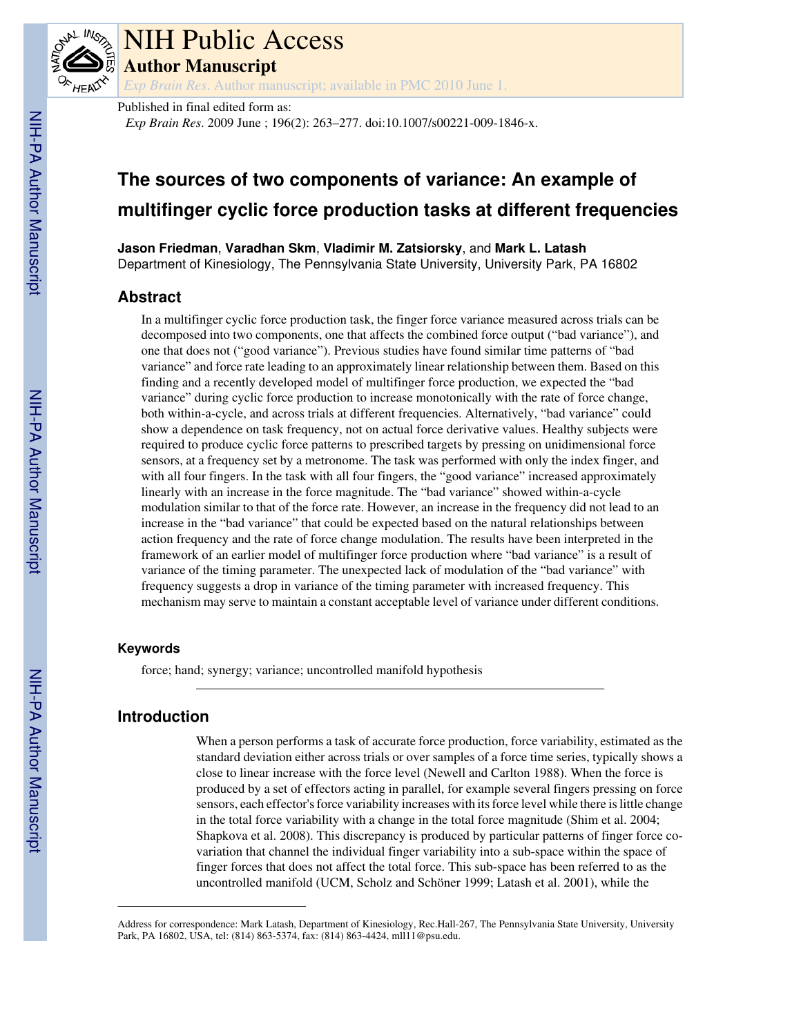# NIH Public Access

## Author Manuscript

*Exp Brain Res*. Author manuscript; available in PMC 2010 June 1.

Published in final edited form as:

*Exp Brain Res*. 2009 June ; 196(2): 263–277. doi:10.1007/s00221-009-1846-x.

# The sources of two components of variance: An example of multifinger cyclic force production tasks at different frequencies

**Jason Friedman**, **Varadhan Skm**, **Vladimir M. Zatsiorsky**, and **Mark L. Latash**

Department of Kinesiology, The Pennsylvania State University, University Park, PA 16802

## Abstract

In a multifinger cyclic force production task, the finger force variance measured across trials can be decomposed into two components, one that affects the combined force output ("bad variance"), and one that does not ("good variance"). Previous studies have found similar time patterns of "bad variance" and force rate leading to an approximately linear relationship between them. Based on this finding and a recently developed model of multifinger force production, we expected the "bad variance" during cyclic force production to increase monotonically with the rate of force change, both within-a-cycle, and across trials at different frequencies. Alternatively, "bad variance" could show a dependence on task frequency, not on actual force derivative values. Healthy subjects were required to produce cyclic force patterns to prescribed targets by pressing on unidimensional force sensors, at a frequency set by a metronome. The task was performed with only the index finger, and with all four fingers. In the task with all four fingers, the "good variance" increased approximately linearly with an increase in the force magnitude. The "bad variance" showed within-a-cycle modulation similar to that of the force rate. However, an increase in the frequency did not lead to an increase in the "bad variance" that could be expected based on the natural relationships between action frequency and the rate of force change modulation. The results have been interpreted in the framework of an earlier model of multifinger force production where "bad variance" is a result of variance of the timing parameter. The unexpected lack of modulation of the "bad variance" with frequency suggests a drop in variance of the timing parameter with increased frequency. This mechanism may serve to maintain a constant acceptable level of variance under different conditions.

### Keywords

force; hand; synergy; variance; uncontrolled manifold hypothesis

## Introduction

When a person performs a task of accurate force production, force variability, estimated as the standard deviation either across trials or over samples of a force time series, typically shows a close to linear increase with the force level (Newell and Carlton 1988). When the force is produced by a set of effectors acting in parallel, for example several fingers pressing on force sensors, each effector's force variability increases with its force level while there is little change in the total force variability with a change in the total force magnitude (Shim et al. 2004; Shapkova et al. 2008). This discrepancy is produced by particular patterns of finger force co-variation that channel the individual finger variability into a sub-space within the space of finger forces that does not affect the total force. This sub-space has been referred to as the uncontrolled manifold (UCM, Scholz and Schöner 1999; Latash et al. 2001), while the

---

Address for correspondence: Mark Latash, Department of Kinesiology, Rec.Hall-267, The Pennsylvania State University, University Park, PA 16802, USA, tel: (814) 863-5374, fax: (814) 863-4424, mll11@psu.edu.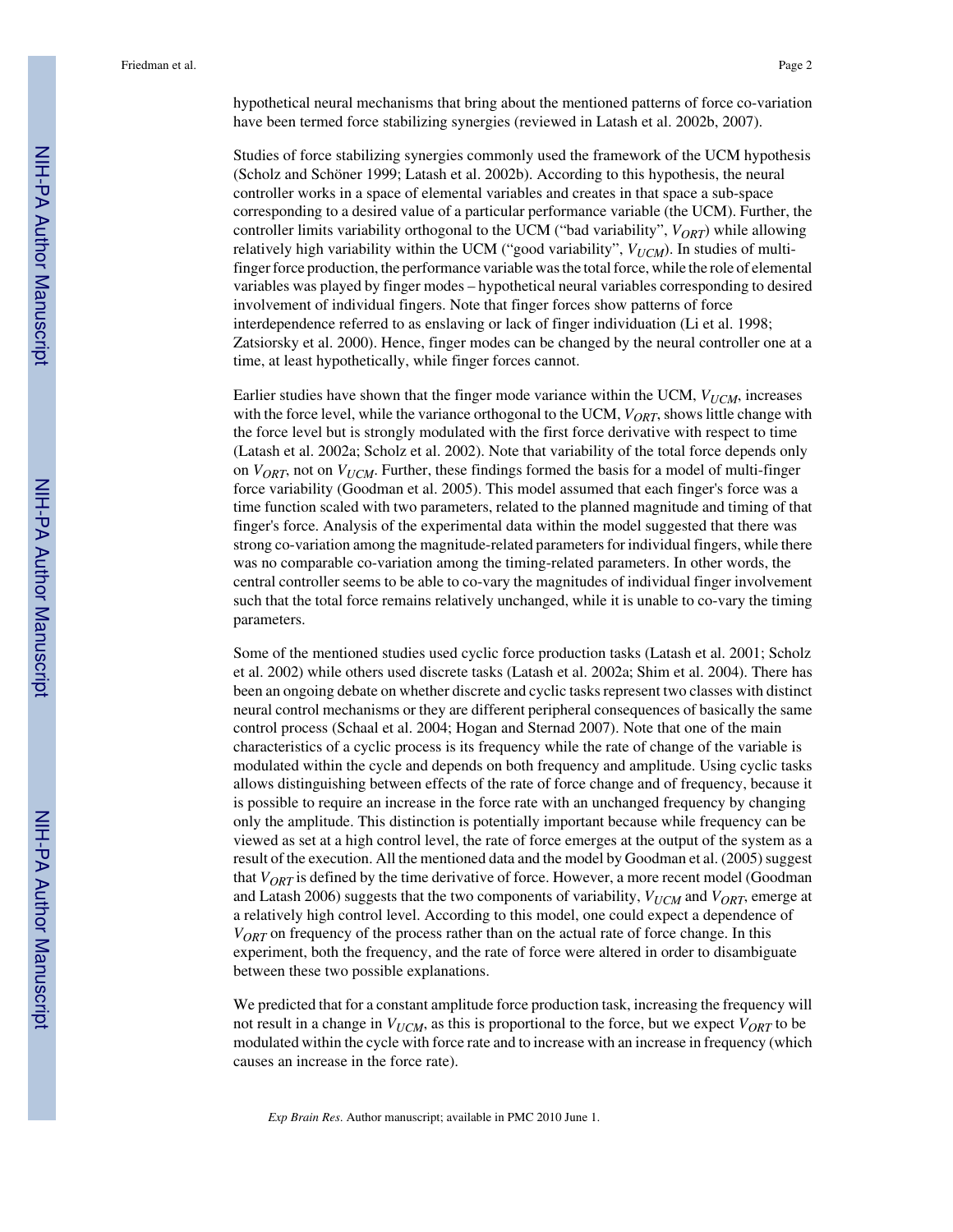hypothetical neural mechanisms that bring about the mentioned patterns of force co-variation have been termed force stabilizing synergies (reviewed in Latash et al. 2002b, 2007).

Studies of force stabilizing synergies commonly used the framework of the UCM hypothesis (Scholz and Schöner 1999; Latash et al. 2002b). According to this hypothesis, the neural controller works in a space of elemental variables and creates in that space a sub-space corresponding to a desired value of a particular performance variable (the UCM). Further, the controller limits variability orthogonal to the UCM ("bad variability", $V_{ORT}$) while allowing relatively high variability within the UCM ("good variability", $V_{UCM}$). In studies of multi-finger force production, the performance variable was the total force, while the role of elemental variables was played by finger modes – hypothetical neural variables corresponding to desired involvement of individual fingers. Note that finger forces show patterns of force interdependence referred to as enslaving or lack of finger individuation (Li et al. 1998; Zatsiorsky et al. 2000). Hence, finger modes can be changed by the neural controller one at a time, at least hypothetically, while finger forces cannot.

Earlier studies have shown that the finger mode variance within the UCM, $V_{UCM}$, increases with the force level, while the variance orthogonal to the UCM, $V_{ORT}$, shows little change with the force level but is strongly modulated with the first force derivative with respect to time (Latash et al. 2002a; Scholz et al. 2002). Note that variability of the total force depends only on $V_{ORT}$, not on $V_{UCM}$. Further, these findings formed the basis for a model of multi-finger force variability (Goodman et al. 2005). This model assumed that each finger's force was a time function scaled with two parameters, related to the planned magnitude and timing of that finger's force. Analysis of the experimental data within the model suggested that there was strong co-variation among the magnitude-related parameters for individual fingers, while there was no comparable co-variation among the timing-related parameters. In other words, the central controller seems to be able to co-vary the magnitudes of individual finger involvement such that the total force remains relatively unchanged, while it is unable to co-vary the timing parameters.

Some of the mentioned studies used cyclic force production tasks (Latash et al. 2001; Scholz et al. 2002) while others used discrete tasks (Latash et al. 2002a; Shim et al. 2004). There has been an ongoing debate on whether discrete and cyclic tasks represent two classes with distinct neural control mechanisms or they are different peripheral consequences of basically the same control process (Schaal et al. 2004; Hogan and Sternad 2007). Note that one of the main characteristics of a cyclic process is its frequency while the rate of change of the variable is modulated within the cycle and depends on both frequency and amplitude. Using cyclic tasks allows distinguishing between effects of the rate of force change and of frequency, because it is possible to require an increase in the force rate with an unchanged frequency by changing only the amplitude. This distinction is potentially important because while frequency can be viewed as set at a high control level, the rate of force emerges at the output of the system as a result of the execution. All the mentioned data and the model by Goodman et al. (2005) suggest that $V_{ORT}$ is defined by the time derivative of force. However, a more recent model (Goodman and Latash 2006) suggests that the two components of variability, $V_{UCM}$ and $V_{ORT}$, emerge at a relatively high control level. According to this model, one could expect a dependence of $V_{ORT}$ on frequency of the process rather than on the actual rate of force change. In this experiment, both the frequency, and the rate of force were altered in order to disambiguate between these two possible explanations.

We predicted that for a constant amplitude force production task, increasing the frequency will not result in a change in $V_{UCM}$, as this is proportional to the force, but we expect $V_{ORT}$ to be modulated within the cycle with force rate and to increase with an increase in frequency (which causes an increase in the force rate).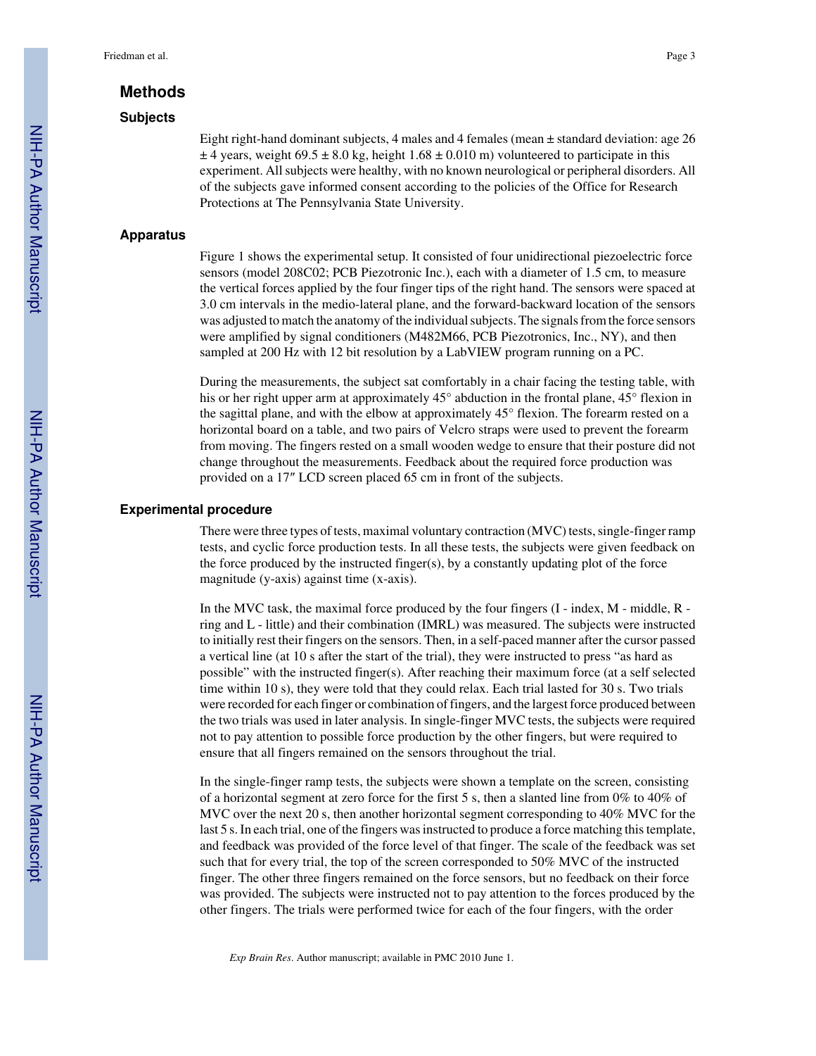## Methods

### Subjects

Eight right-hand dominant subjects, 4 males and 4 females (mean ± standard deviation: age 26 ± 4 years, weight 69.5 ± 8.0 kg, height 1.68 ± 0.010 m) volunteered to participate in this experiment. All subjects were healthy, with no known neurological or peripheral disorders. All of the subjects gave informed consent according to the policies of the Office for Research Protections at The Pennsylvania State University.

### Apparatus

Figure 1 shows the experimental setup. It consisted of four unidirectional piezoelectric force sensors (model 208C02; PCB Piezotronic Inc.), each with a diameter of 1.5 cm, to measure the vertical forces applied by the four finger tips of the right hand. The sensors were spaced at 3.0 cm intervals in the medio-lateral plane, and the forward-backward location of the sensors was adjusted to match the anatomy of the individual subjects. The signals from the force sensors were amplified by signal conditioners (M482M66, PCB Piezotronics, Inc., NY), and then sampled at 200 Hz with 12 bit resolution by a LabVIEW program running on a PC.

During the measurements, the subject sat comfortably in a chair facing the testing table, with his or her right upper arm at approximately 45° abduction in the frontal plane, 45° flexion in the sagittal plane, and with the elbow at approximately 45° flexion. The forearm rested on a horizontal board on a table, and two pairs of Velcro straps were used to prevent the forearm from moving. The fingers rested on a small wooden wedge to ensure that their posture did not change throughout the measurements. Feedback about the required force production was provided on a 17″ LCD screen placed 65 cm in front of the subjects.

### Experimental procedure

There were three types of tests, maximal voluntary contraction (MVC) tests, single-finger ramp tests, and cyclic force production tests. In all these tests, the subjects were given feedback on the force produced by the instructed finger(s), by a constantly updating plot of the force magnitude (y-axis) against time (x-axis).

In the MVC task, the maximal force produced by the four fingers (I - index, M - middle, R - ring and L - little) and their combination (IMRL) was measured. The subjects were instructed to initially rest their fingers on the sensors. Then, in a self-paced manner after the cursor passed a vertical line (at 10 s after the start of the trial), they were instructed to press "as hard as possible" with the instructed finger(s). After reaching their maximum force (at a self selected time within 10 s), they were told that they could relax. Each trial lasted for 30 s. Two trials were recorded for each finger or combination of fingers, and the largest force produced between the two trials was used in later analysis. In single-finger MVC tests, the subjects were required not to pay attention to possible force production by the other fingers, but were required to ensure that all fingers remained on the sensors throughout the trial.

In the single-finger ramp tests, the subjects were shown a template on the screen, consisting of a horizontal segment at zero force for the first 5 s, then a slanted line from 0% to 40% of MVC over the next 20 s, then another horizontal segment corresponding to 40% MVC for the last 5 s. In each trial, one of the fingers was instructed to produce a force matching this template, and feedback was provided of the force level of that finger. The scale of the feedback was set such that for every trial, the top of the screen corresponded to 50% MVC of the instructed finger. The other three fingers remained on the force sensors, but no feedback on their force was provided. The subjects were instructed not to pay attention to the forces produced by the other fingers. The trials were performed twice for each of the four fingers, with the order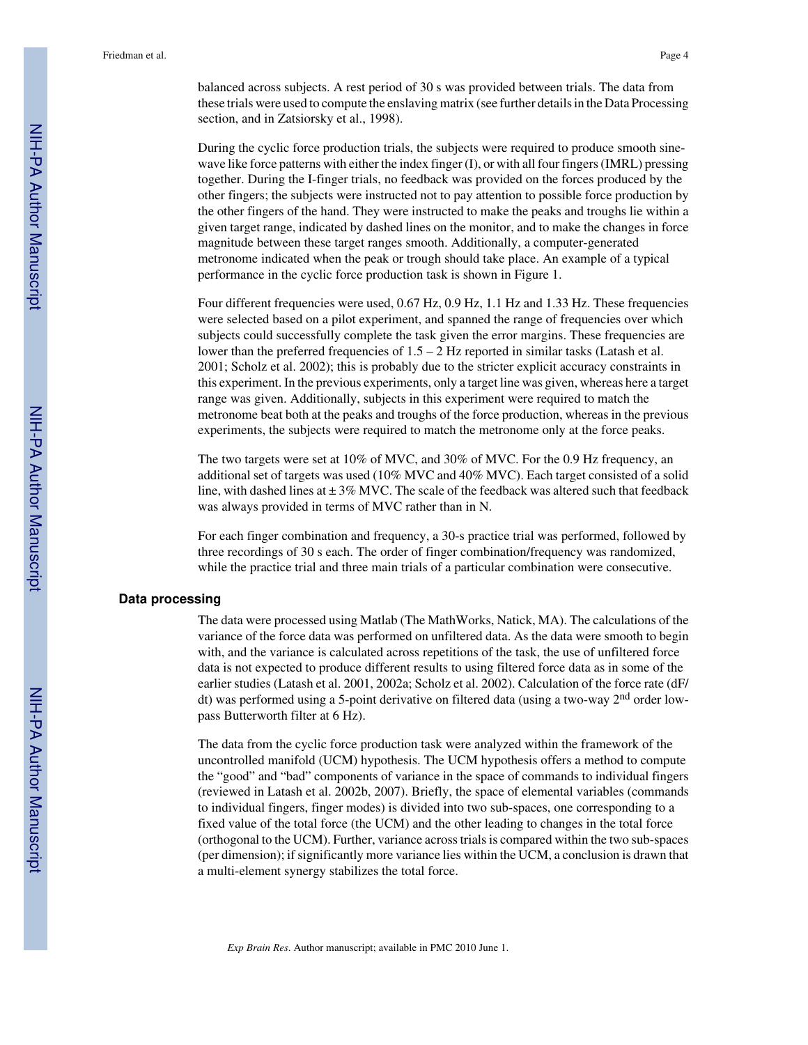balanced across subjects. A rest period of 30 s was provided between trials. The data from these trials were used to compute the enslaving matrix (see further details in the Data Processing section, and in Zatsiorsky et al., 1998).

During the cyclic force production trials, the subjects were required to produce smooth sine-wave like force patterns with either the index finger (I), or with all four fingers (IMRL) pressing together. During the I-finger trials, no feedback was provided on the forces produced by the other fingers; the subjects were instructed not to pay attention to possible force production by the other fingers of the hand. They were instructed to make the peaks and troughs lie within a given target range, indicated by dashed lines on the monitor, and to make the changes in force magnitude between these target ranges smooth. Additionally, a computer-generated metronome indicated when the peak or trough should take place. An example of a typical performance in the cyclic force production task is shown in Figure 1.

Four different frequencies were used, 0.67 Hz, 0.9 Hz, 1.1 Hz and 1.33 Hz. These frequencies were selected based on a pilot experiment, and spanned the range of frequencies over which subjects could successfully complete the task given the error margins. These frequencies are lower than the preferred frequencies of 1.5 – 2 Hz reported in similar tasks (Latash et al. 2001; Scholz et al. 2002); this is probably due to the stricter explicit accuracy constraints in this experiment. In the previous experiments, only a target line was given, whereas here a target range was given. Additionally, subjects in this experiment were required to match the metronome beat both at the peaks and troughs of the force production, whereas in the previous experiments, the subjects were required to match the metronome only at the force peaks.

The two targets were set at 10% of MVC, and 30% of MVC. For the 0.9 Hz frequency, an additional set of targets was used (10% MVC and 40% MVC). Each target consisted of a solid line, with dashed lines at ± 3% MVC. The scale of the feedback was altered such that feedback was always provided in terms of MVC rather than in N.

For each finger combination and frequency, a 30-s practice trial was performed, followed by three recordings of 30 s each. The order of finger combination/frequency was randomized, while the practice trial and three main trials of a particular combination were consecutive.

## Data processing

The data were processed using Matlab (The MathWorks, Natick, MA). The calculations of the variance of the force data was performed on unfiltered data. As the data were smooth to begin with, and the variance is calculated across repetitions of the task, the use of unfiltered force data is not expected to produce different results to using filtered force data as in some of the earlier studies (Latash et al. 2001, 2002a; Scholz et al. 2002). Calculation of the force rate (dF/dt) was performed using a 5-point derivative on filtered data (using a two-way 2nd order low-pass Butterworth filter at 6 Hz).

The data from the cyclic force production task were analyzed within the framework of the uncontrolled manifold (UCM) hypothesis. The UCM hypothesis offers a method to compute the "good" and "bad" components of variance in the space of commands to individual fingers (reviewed in Latash et al. 2002b, 2007). Briefly, the space of elemental variables (commands to individual fingers, finger modes) is divided into two sub-spaces, one corresponding to a fixed value of the total force (the UCM) and the other leading to changes in the total force (orthogonal to the UCM). Further, variance across trials is compared within the two sub-spaces (per dimension); if significantly more variance lies within the UCM, a conclusion is drawn that a multi-element synergy stabilizes the total force.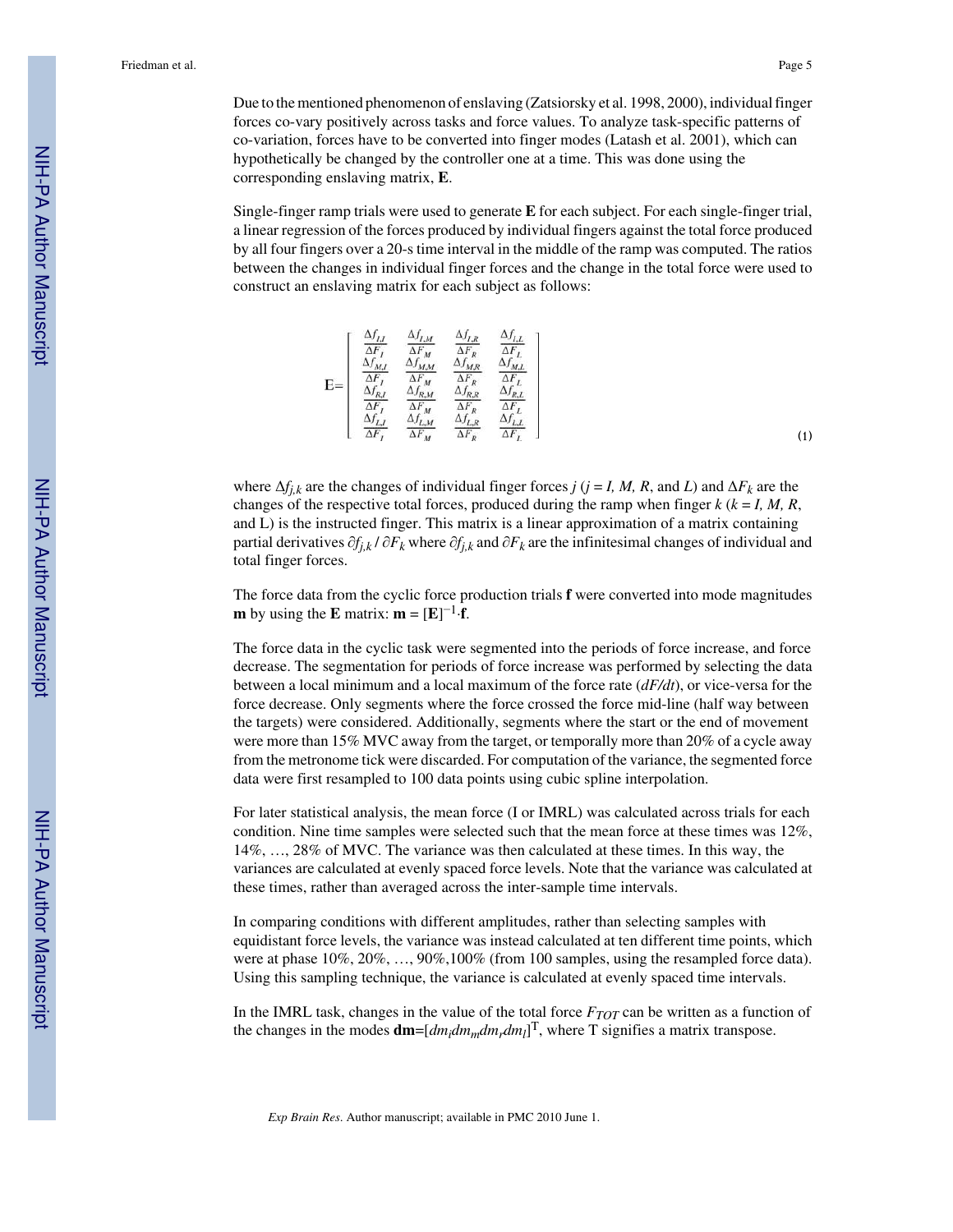Due to the mentioned phenomenon of enslaving (Zatsiorsky et al. 1998, 2000), individual finger forces co-vary positively across tasks and force values. To analyze task-specific patterns of co-variation, forces have to be converted into finger modes (Latash et al. 2001), which can hypothetically be changed by the controller one at a time. This was done using the corresponding enslaving matrix, **E**.

Single-finger ramp trials were used to generate **E** for each subject. For each single-finger trial, a linear regression of the forces produced by individual fingers against the total force produced by all four fingers over a 20-s time interval in the middle of the ramp was computed. The ratios between the changes in individual finger forces and the change in the total force were used to construct an enslaving matrix for each subject as follows:

$$
\mathrm{E}=\begin{bmatrix} \frac{\Delta f_{I,I}}{\Delta F_I} & \frac{\Delta f_{I,M}}{\Delta F_M} & \frac{\Delta f_{I,R}}{\Delta F_R} & \frac{\Delta f_{i,L}}{\Delta F_L} \\ \frac{\Delta f_{M,I}}{\Delta F_I} & \frac{\Delta f_{M,M}}{\Delta F_M} & \frac{\Delta f_{M,R}}{\Delta F_R} & \frac{\Delta f_{M,L}}{\Delta F_L} \\ \frac{\Delta f_{R,I}}{\Delta F_I} & \frac{\Delta f_{R,M}}{\Delta F_M} & \frac{\Delta f_{R,R}}{\Delta F_R} & \frac{\Delta f_{R,L}}{\Delta F_L} \\ \frac{\Delta f_{L,I}}{\Delta F_I} & \frac{\Delta f_{L,M}}{\Delta F_M} & \frac{\Delta f_{L,R}}{\Delta F_R} & \frac{\Delta f_{L,L}}{\Delta F_L} \end{bmatrix} \tag{1}
$$

where $\Delta f_{j,k}$ are the changes of individual finger forces $j$ ($j = I, M, R$, and $L$) and $\Delta F_k$ are the changes of the respective total forces, produced during the ramp when finger $k$ ($k = I, M, R$, and L) is the instructed finger. This matrix is a linear approximation of a matrix containing partial derivatives $\partial f_{j,k} / \partial F_k$ where $\partial f_{j,k}$ and $\partial F_k$ are the infinitesimal changes of individual and total finger forces.

The force data from the cyclic force production trials **f** were converted into mode magnitudes **m** by using the **E** matrix: $\mathbf{m} = [\mathbf{E}]^{-1} \cdot \mathbf{f}$.

The force data in the cyclic task were segmented into the periods of force increase, and force decrease. The segmentation for periods of force increase was performed by selecting the data between a local minimum and a local maximum of the force rate ($dF/dt$), or vice-versa for the force decrease. Only segments where the force crossed the force mid-line (half way between the targets) were considered. Additionally, segments where the start or the end of movement were more than 15% MVC away from the target, or temporally more than 20% of a cycle away from the metronome tick were discarded. For computation of the variance, the segmented force data were first resampled to 100 data points using cubic spline interpolation.

For later statistical analysis, the mean force (I or IMRL) was calculated across trials for each condition. Nine time samples were selected such that the mean force at these times was 12%, 14%, …, 28% of MVC. The variance was then calculated at these times. In this way, the variances are calculated at evenly spaced force levels. Note that the variance was calculated at these times, rather than averaged across the inter-sample time intervals.

In comparing conditions with different amplitudes, rather than selecting samples with equidistant force levels, the variance was instead calculated at ten different time points, which were at phase 10%, 20%, …, 90%,100% (from 100 samples, using the resampled force data). Using this sampling technique, the variance is calculated at evenly spaced time intervals.

In the IMRL task, changes in the value of the total force $F_{TOT}$ can be written as a function of the changes in the modes $\mathbf{dm}=[dm_i dm_m dm_r dm_l]^{\mathrm{T}}$, where T signifies a matrix transpose.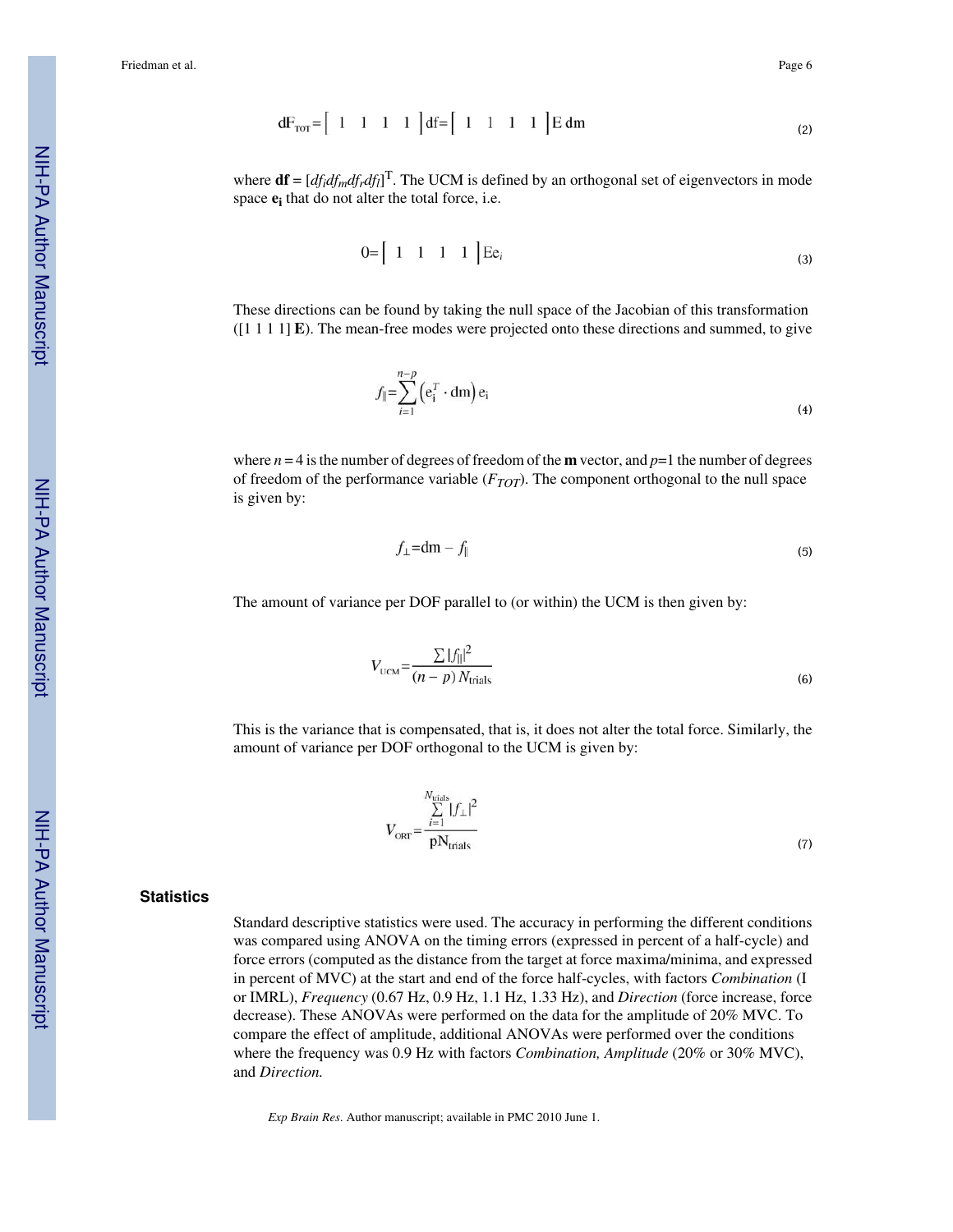$$dF_{TOT}=\begin{bmatrix} 1 & 1 & 1 & 1 \end{bmatrix} df=\begin{bmatrix} 1 & 1 & 1 & 1 \end{bmatrix} E\, dm \tag{2}$$

where $\mathbf{df} = [df_i df_m df_r df_l]^T$. The UCM is defined by an orthogonal set of eigenvectors in mode space $\mathbf{e_i}$ that do not alter the total force, i.e.

$$0=\begin{bmatrix} 1 & 1 & 1 & 1 \end{bmatrix} Ee_i \tag{3}$$

These directions can be found by taking the null space of the Jacobian of this transformation ([1 1 1 1] **E**). The mean-free modes were projected onto these directions and summed, to give

$$f_{\|}=\sum_{i=1}^{n-p}\left(e_i^T \cdot dm\right) e_i \tag{4}$$

where $n = 4$ is the number of degrees of freedom of the **m** vector, and $p$=1 the number of degrees of freedom of the performance variable ($F_{TOT}$). The component orthogonal to the null space is given by:

$$f_{\perp}=dm - f_{\|} \tag{5}$$

The amount of variance per DOF parallel to (or within) the UCM is then given by:

$$V_{UCM}=\frac{\sum |f_{\|}|^2}{(n-p)\, N_{trials}} \tag{6}$$

This is the variance that is compensated, that is, it does not alter the total force. Similarly, the amount of variance per DOF orthogonal to the UCM is given by:

$$V_{ORT}=\frac{\sum_{i=1}^{N_{trials}} |f_{\perp}|^2}{pN_{trials}} \tag{7}$$

### Statistics

Standard descriptive statistics were used. The accuracy in performing the different conditions was compared using ANOVA on the timing errors (expressed in percent of a half-cycle) and force errors (computed as the distance from the target at force maxima/minima, and expressed in percent of MVC) at the start and end of the force half-cycles, with factors *Combination* (I or IMRL), *Frequency* (0.67 Hz, 0.9 Hz, 1.1 Hz, 1.33 Hz), and *Direction* (force increase, force decrease). These ANOVAs were performed on the data for the amplitude of 20% MVC. To compare the effect of amplitude, additional ANOVAs were performed over the conditions where the frequency was 0.9 Hz with factors *Combination, Amplitude* (20% or 30% MVC), and *Direction.*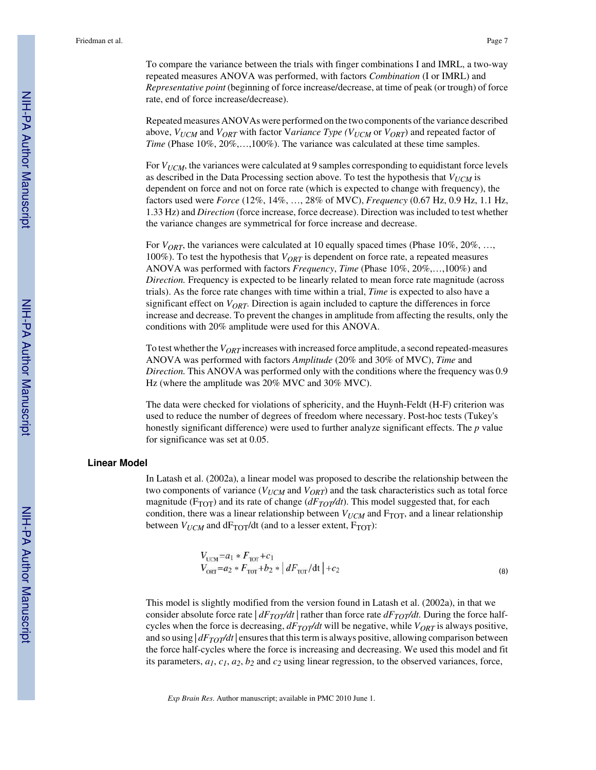To compare the variance between the trials with finger combinations I and IMRL, a two-way repeated measures ANOVA was performed, with factors *Combination* (I or IMRL) and *Representative point* (beginning of force increase/decrease, at time of peak (or trough) of force rate, end of force increase/decrease).

Repeated measures ANOVAs were performed on the two components of the variance described above, $V_{UCM}$ and $V_{ORT}$ with factor V*ariance Type (*$V_{UCM}$ or $V_{ORT}$) and repeated factor of *Time* (Phase 10%, 20%,…,100%). The variance was calculated at these time samples.

For $V_{UCM}$, the variances were calculated at 9 samples corresponding to equidistant force levels as described in the Data Processing section above. To test the hypothesis that $V_{UCM}$ is dependent on force and not on force rate (which is expected to change with frequency), the factors used were *Force* (12%, 14%, …, 28% of MVC), *Frequency* (0.67 Hz, 0.9 Hz, 1.1 Hz, 1.33 Hz) and *Direction* (force increase, force decrease). Direction was included to test whether the variance changes are symmetrical for force increase and decrease.

For $V_{ORT}$, the variances were calculated at 10 equally spaced times (Phase 10%, 20%, …, 100%). To test the hypothesis that $V_{ORT}$ is dependent on force rate, a repeated measures ANOVA was performed with factors *Frequency*, *Time* (Phase 10%, 20%,…,100%) and *Direction.* Frequency is expected to be linearly related to mean force rate magnitude (across trials). As the force rate changes with time within a trial, *Time* is expected to also have a significant effect on $V_{ORT}$. Direction is again included to capture the differences in force increase and decrease. To prevent the changes in amplitude from affecting the results, only the conditions with 20% amplitude were used for this ANOVA.

To test whether the $V_{ORT}$ increases with increased force amplitude, a second repeated-measures ANOVA was performed with factors *Amplitude* (20% and 30% of MVC), *Time* and *Direction.* This ANOVA was performed only with the conditions where the frequency was 0.9 Hz (where the amplitude was 20% MVC and 30% MVC).

The data were checked for violations of sphericity, and the Huynh-Feldt (H-F) criterion was used to reduce the number of degrees of freedom where necessary. Post-hoc tests (Tukey's honestly significant difference) were used to further analyze significant effects. The *p* value for significance was set at 0.05.

### Linear Model

In Latash et al. (2002a), a linear model was proposed to describe the relationship between the two components of variance ($V_{UCM}$ and $V_{ORT}$) and the task characteristics such as total force magnitude ($F_{TOT}$) and its rate of change ($dF_{TOT}/dt$). This model suggested that, for each condition, there was a linear relationship between $V_{UCM}$ and $F_{TOT}$, and a linear relationship between $V_{UCM}$ and $dF_{TOT}/dt$ (and to a lesser extent, $F_{TOT}$):

$$
\begin{aligned}
V_{UCM} &= a_1 * F_{TOT} + c_1 \\
V_{ORT} &= a_2 * F_{TOT} + b_2 * \left| dF_{TOT}/dt \right| + c_2
\end{aligned}
\tag{8}
$$

This model is slightly modified from the version found in Latash et al. (2002a), in that we consider absolute force rate $|dF_{TOT}/dt|$ rather than force rate $dF_{TOT}/dt$. During the force half-cycles when the force is decreasing, $dF_{TOT}/dt$ will be negative, while $V_{ORT}$ is always positive, and so using $|dF_{TOT}/dt|$ ensures that this term is always positive, allowing comparison between the force half-cycles where the force is increasing and decreasing. We used this model and fit its parameters, $a_1$, $c_1$, $a_2$, $b_2$ and $c_2$ using linear regression, to the observed variances, force,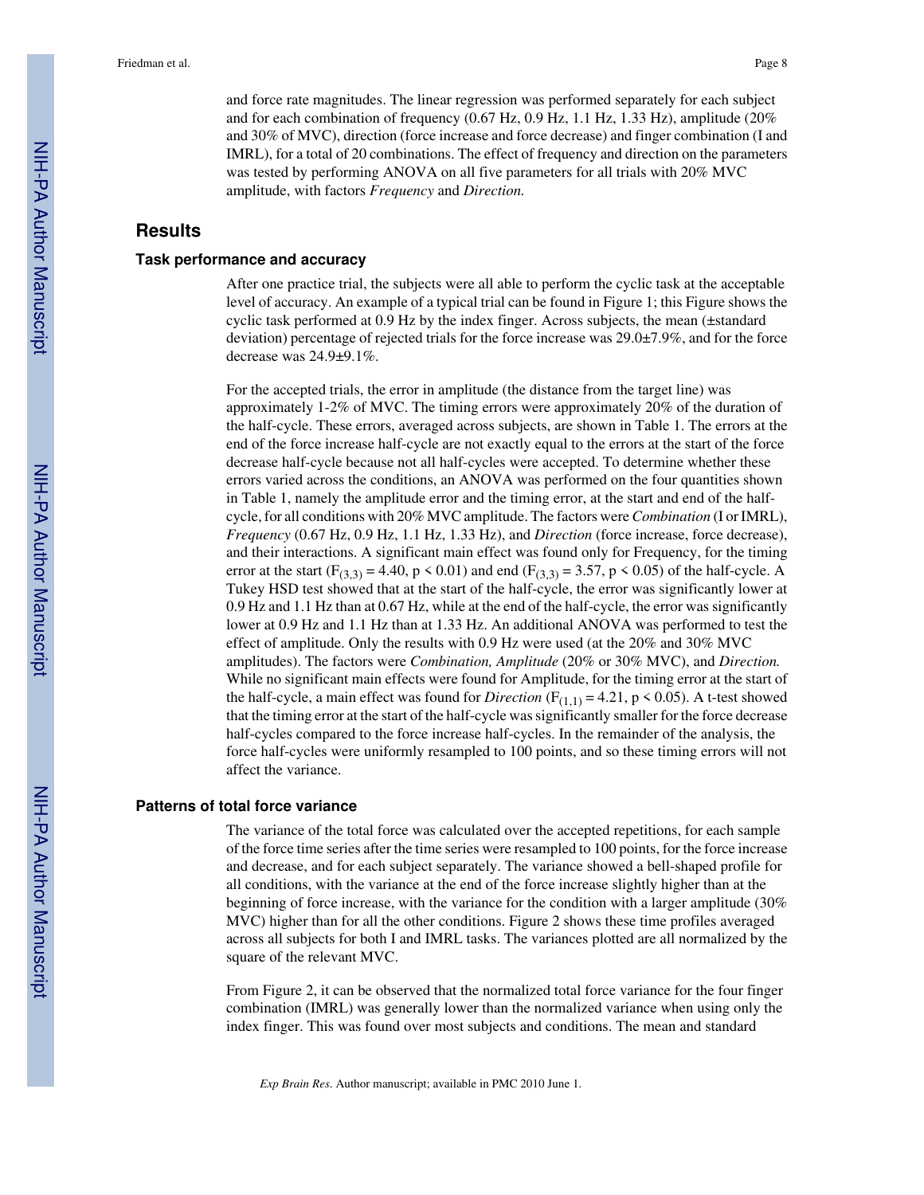and force rate magnitudes. The linear regression was performed separately for each subject and for each combination of frequency (0.67 Hz, 0.9 Hz, 1.1 Hz, 1.33 Hz), amplitude (20% and 30% of MVC), direction (force increase and force decrease) and finger combination (I and IMRL), for a total of 20 combinations. The effect of frequency and direction on the parameters was tested by performing ANOVA on all five parameters for all trials with 20% MVC amplitude, with factors *Frequency* and *Direction.*

## Results

### Task performance and accuracy

After one practice trial, the subjects were all able to perform the cyclic task at the acceptable level of accuracy. An example of a typical trial can be found in Figure 1; this Figure shows the cyclic task performed at 0.9 Hz by the index finger. Across subjects, the mean (±standard deviation) percentage of rejected trials for the force increase was 29.0±7.9%, and for the force decrease was 24.9±9.1%.

For the accepted trials, the error in amplitude (the distance from the target line) was approximately 1-2% of MVC. The timing errors were approximately 20% of the duration of the half-cycle. These errors, averaged across subjects, are shown in Table 1. The errors at the end of the force increase half-cycle are not exactly equal to the errors at the start of the force decrease half-cycle because not all half-cycles were accepted. To determine whether these errors varied across the conditions, an ANOVA was performed on the four quantities shown in Table 1, namely the amplitude error and the timing error, at the start and end of the half-cycle, for all conditions with 20% MVC amplitude. The factors were *Combination* (I or IMRL), *Frequency* (0.67 Hz, 0.9 Hz, 1.1 Hz, 1.33 Hz), and *Direction* (force increase, force decrease), and their interactions. A significant main effect was found only for Frequency, for the timing error at the start ($F_{(3,3)} = 4.40$, $p < 0.01$) and end ($F_{(3,3)} = 3.57$, $p < 0.05$) of the half-cycle. A Tukey HSD test showed that at the start of the half-cycle, the error was significantly lower at 0.9 Hz and 1.1 Hz than at 0.67 Hz, while at the end of the half-cycle, the error was significantly lower at 0.9 Hz and 1.1 Hz than at 1.33 Hz. An additional ANOVA was performed to test the effect of amplitude. Only the results with 0.9 Hz were used (at the 20% and 30% MVC amplitudes). The factors were *Combination, Amplitude* (20% or 30% MVC), and *Direction.* While no significant main effects were found for Amplitude, for the timing error at the start of the half-cycle, a main effect was found for *Direction* ($F_{(1,1)} = 4.21$, $p < 0.05$). A t-test showed that the timing error at the start of the half-cycle was significantly smaller for the force decrease half-cycles compared to the force increase half-cycles. In the remainder of the analysis, the force half-cycles were uniformly resampled to 100 points, and so these timing errors will not affect the variance.

### Patterns of total force variance

The variance of the total force was calculated over the accepted repetitions, for each sample of the force time series after the time series were resampled to 100 points, for the force increase and decrease, and for each subject separately. The variance showed a bell-shaped profile for all conditions, with the variance at the end of the force increase slightly higher than at the beginning of force increase, with the variance for the condition with a larger amplitude (30% MVC) higher than for all the other conditions. Figure 2 shows these time profiles averaged across all subjects for both I and IMRL tasks. The variances plotted are all normalized by the square of the relevant MVC.

From Figure 2, it can be observed that the normalized total force variance for the four finger combination (IMRL) was generally lower than the normalized variance when using only the index finger. This was found over most subjects and conditions. The mean and standard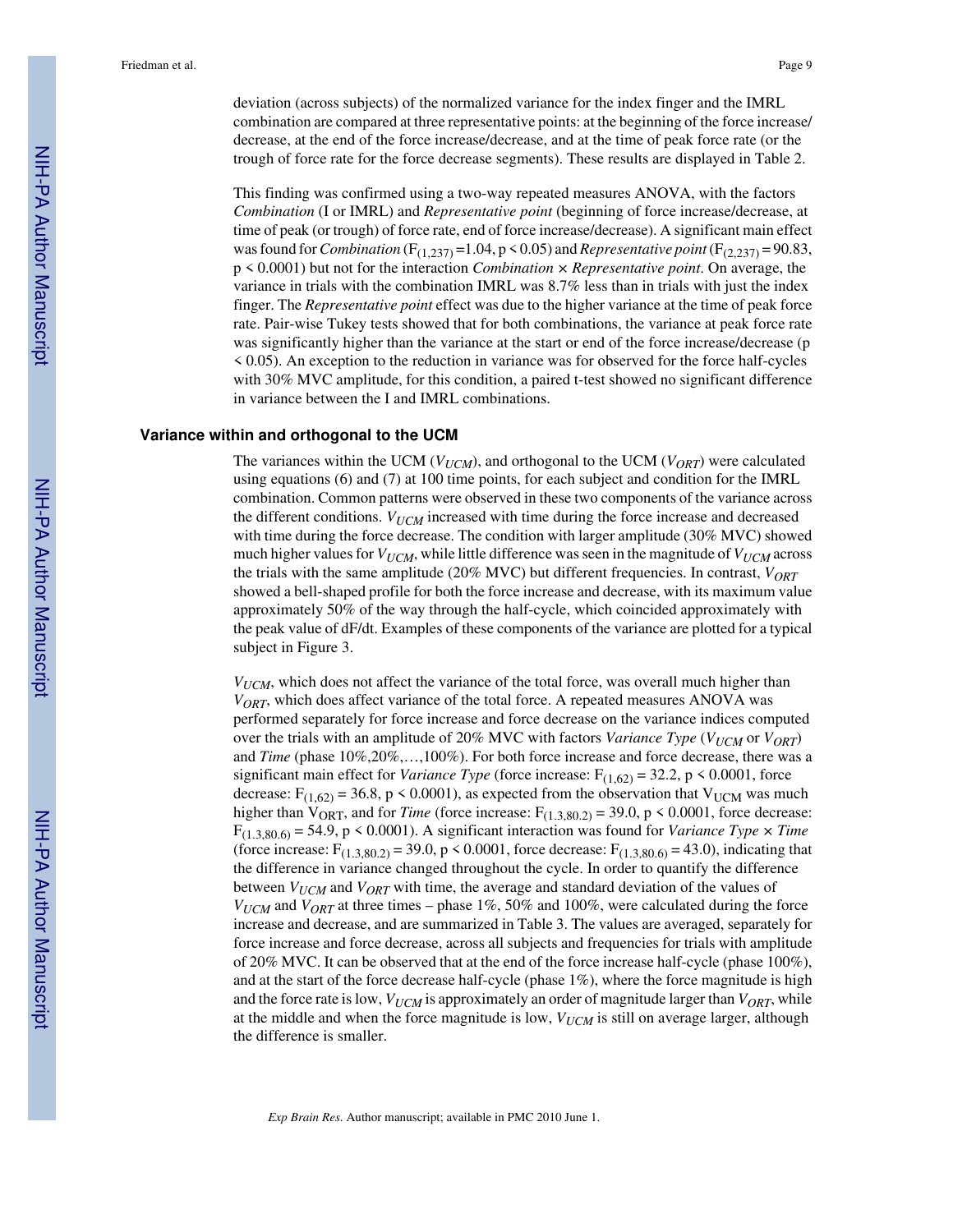deviation (across subjects) of the normalized variance for the index finger and the IMRL combination are compared at three representative points: at the beginning of the force increase/decrease, at the end of the force increase/decrease, and at the time of peak force rate (or the trough of force rate for the force decrease segments). These results are displayed in Table 2.

This finding was confirmed using a two-way repeated measures ANOVA, with the factors *Combination* (I or IMRL) and *Representative point* (beginning of force increase/decrease, at time of peak (or trough) of force rate, end of force increase/decrease). A significant main effect was found for *Combination* ($F_{(1,237)} = 1.04$, $p < 0.05$) and *Representative point* ($F_{(2,237)} = 90.83$, $p < 0.0001$) but not for the interaction *Combination* × *Representative point*. On average, the variance in trials with the combination IMRL was 8.7% less than in trials with just the index finger. The *Representative point* effect was due to the higher variance at the time of peak force rate. Pair-wise Tukey tests showed that for both combinations, the variance at peak force rate was significantly higher than the variance at the start or end of the force increase/decrease ($p < 0.05$). An exception to the reduction in variance was for observed for the force half-cycles with 30% MVC amplitude, for this condition, a paired t-test showed no significant difference in variance between the I and IMRL combinations.

### Variance within and orthogonal to the UCM

The variances within the UCM ($V_{UCM}$), and orthogonal to the UCM ($V_{ORT}$) were calculated using equations (6) and (7) at 100 time points, for each subject and condition for the IMRL combination. Common patterns were observed in these two components of the variance across the different conditions. $V_{UCM}$ increased with time during the force increase and decreased with time during the force decrease. The condition with larger amplitude (30% MVC) showed much higher values for $V_{UCM}$, while little difference was seen in the magnitude of $V_{UCM}$ across the trials with the same amplitude (20% MVC) but different frequencies. In contrast, $V_{ORT}$ showed a bell-shaped profile for both the force increase and decrease, with its maximum value approximately 50% of the way through the half-cycle, which coincided approximately with the peak value of dF/dt. Examples of these components of the variance are plotted for a typical subject in Figure 3.

$V_{UCM}$, which does not affect the variance of the total force, was overall much higher than $V_{ORT}$, which does affect variance of the total force. A repeated measures ANOVA was performed separately for force increase and force decrease on the variance indices computed over the trials with an amplitude of 20% MVC with factors *Variance Type* ($V_{UCM}$ or $V_{ORT}$) and *Time* (phase 10%,20%,…,100%). For both force increase and force decrease, there was a significant main effect for *Variance Type* (force increase: $F_{(1,62)} = 32.2$, $p < 0.0001$, force decrease: $F_{(1,62)} = 36.8$, $p < 0.0001$), as expected from the observation that $V_{UCM}$ was much higher than $V_{ORT}$, and for *Time* (force increase: $F_{(1.3,80.2)} = 39.0$, $p < 0.0001$, force decrease: $F_{(1.3,80.6)} = 54.9$, $p < 0.0001$). A significant interaction was found for *Variance Type* × *Time* (force increase: $F_{(1.3,80.2)} = 39.0$, $p < 0.0001$, force decrease: $F_{(1.3,80.6)} = 43.0$), indicating that the difference in variance changed throughout the cycle. In order to quantify the difference between $V_{UCM}$ and $V_{ORT}$ with time, the average and standard deviation of the values of $V_{UCM}$ and $V_{ORT}$ at three times – phase 1%, 50% and 100%, were calculated during the force increase and decrease, and are summarized in Table 3. The values are averaged, separately for force increase and force decrease, across all subjects and frequencies for trials with amplitude of 20% MVC. It can be observed that at the end of the force increase half-cycle (phase 100%), and at the start of the force decrease half-cycle (phase 1%), where the force magnitude is high and the force rate is low, $V_{UCM}$ is approximately an order of magnitude larger than $V_{ORT}$, while at the middle and when the force magnitude is low, $V_{UCM}$ is still on average larger, although the difference is smaller.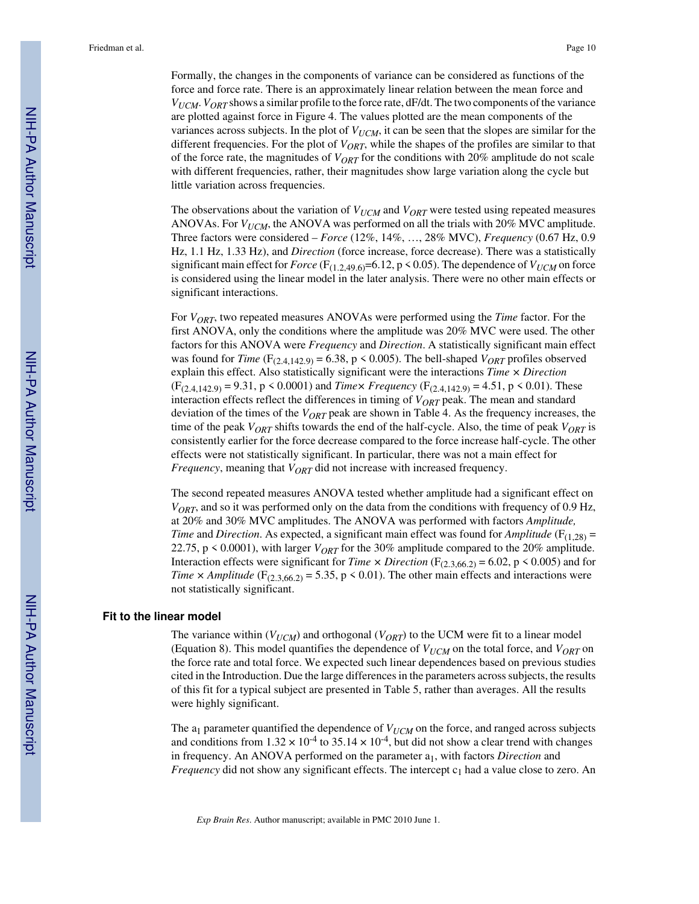Formally, the changes in the components of variance can be considered as functions of the force and force rate. There is an approximately linear relation between the mean force and $V_{UCM}$. $V_{ORT}$ shows a similar profile to the force rate, dF/dt. The two components of the variance are plotted against force in Figure 4. The values plotted are the mean components of the variances across subjects. In the plot of $V_{UCM}$, it can be seen that the slopes are similar for the different frequencies. For the plot of $V_{ORT}$, while the shapes of the profiles are similar to that of the force rate, the magnitudes of $V_{ORT}$ for the conditions with 20% amplitude do not scale with different frequencies, rather, their magnitudes show large variation along the cycle but little variation across frequencies.

The observations about the variation of $V_{UCM}$ and $V_{ORT}$ were tested using repeated measures ANOVAs. For $V_{UCM}$, the ANOVA was performed on all the trials with 20% MVC amplitude. Three factors were considered – *Force* (12%, 14%, …, 28% MVC), *Frequency* (0.67 Hz, 0.9 Hz, 1.1 Hz, 1.33 Hz), and *Direction* (force increase, force decrease). There was a statistically significant main effect for *Force* ($F_{(1.2,49.6)}=6.12$, $p < 0.05$). The dependence of $V_{UCM}$ on force is considered using the linear model in the later analysis. There were no other main effects or significant interactions.

For $V_{ORT}$, two repeated measures ANOVAs were performed using the *Time* factor. For the first ANOVA, only the conditions where the amplitude was 20% MVC were used. The other factors for this ANOVA were *Frequency* and *Direction*. A statistically significant main effect was found for *Time* ($F_{(2.4,142.9)} = 6.38$, $p < 0.005$). The bell-shaped $V_{ORT}$ profiles observed explain this effect. Also statistically significant were the interactions *Time* × *Direction* ($F_{(2.4,142.9)} = 9.31$, $p < 0.0001$) and *Time*× *Frequency* ($F_{(2.4,142.9)} = 4.51$, $p < 0.01$). These interaction effects reflect the differences in timing of $V_{ORT}$ peak. The mean and standard deviation of the times of the $V_{ORT}$ peak are shown in Table 4. As the frequency increases, the time of the peak $V_{ORT}$ shifts towards the end of the half-cycle. Also, the time of peak $V_{ORT}$ is consistently earlier for the force decrease compared to the force increase half-cycle. The other effects were not statistically significant. In particular, there was not a main effect for *Frequency*, meaning that $V_{ORT}$ did not increase with increased frequency.

The second repeated measures ANOVA tested whether amplitude had a significant effect on $V_{ORT}$, and so it was performed only on the data from the conditions with frequency of 0.9 Hz, at 20% and 30% MVC amplitudes. The ANOVA was performed with factors *Amplitude, Time* and *Direction*. As expected, a significant main effect was found for *Amplitude* ($F_{(1,28)} = 22.75$, $p < 0.0001$), with larger $V_{ORT}$ for the 30% amplitude compared to the 20% amplitude. Interaction effects were significant for *Time* × *Direction* ($F_{(2.3,66.2)} = 6.02$, $p < 0.005$) and for *Time* × *Amplitude* ($F_{(2.3,66.2)} = 5.35$, $p < 0.01$). The other main effects and interactions were not statistically significant.

### Fit to the linear model

The variance within ($V_{UCM}$) and orthogonal ($V_{ORT}$) to the UCM were fit to a linear model (Equation 8). This model quantifies the dependence of $V_{UCM}$ on the total force, and $V_{ORT}$ on the force rate and total force. We expected such linear dependences based on previous studies cited in the Introduction. Due the large differences in the parameters across subjects, the results of this fit for a typical subject are presented in Table 5, rather than averages. All the results were highly significant.

The $a_1$ parameter quantified the dependence of $V_{UCM}$ on the force, and ranged across subjects and conditions from $1.32 \times 10^{-4}$ to $35.14 \times 10^{-4}$, but did not show a clear trend with changes in frequency. An ANOVA performed on the parameter $a_1$, with factors *Direction* and *Frequency* did not show any significant effects. The intercept $c_1$ had a value close to zero. An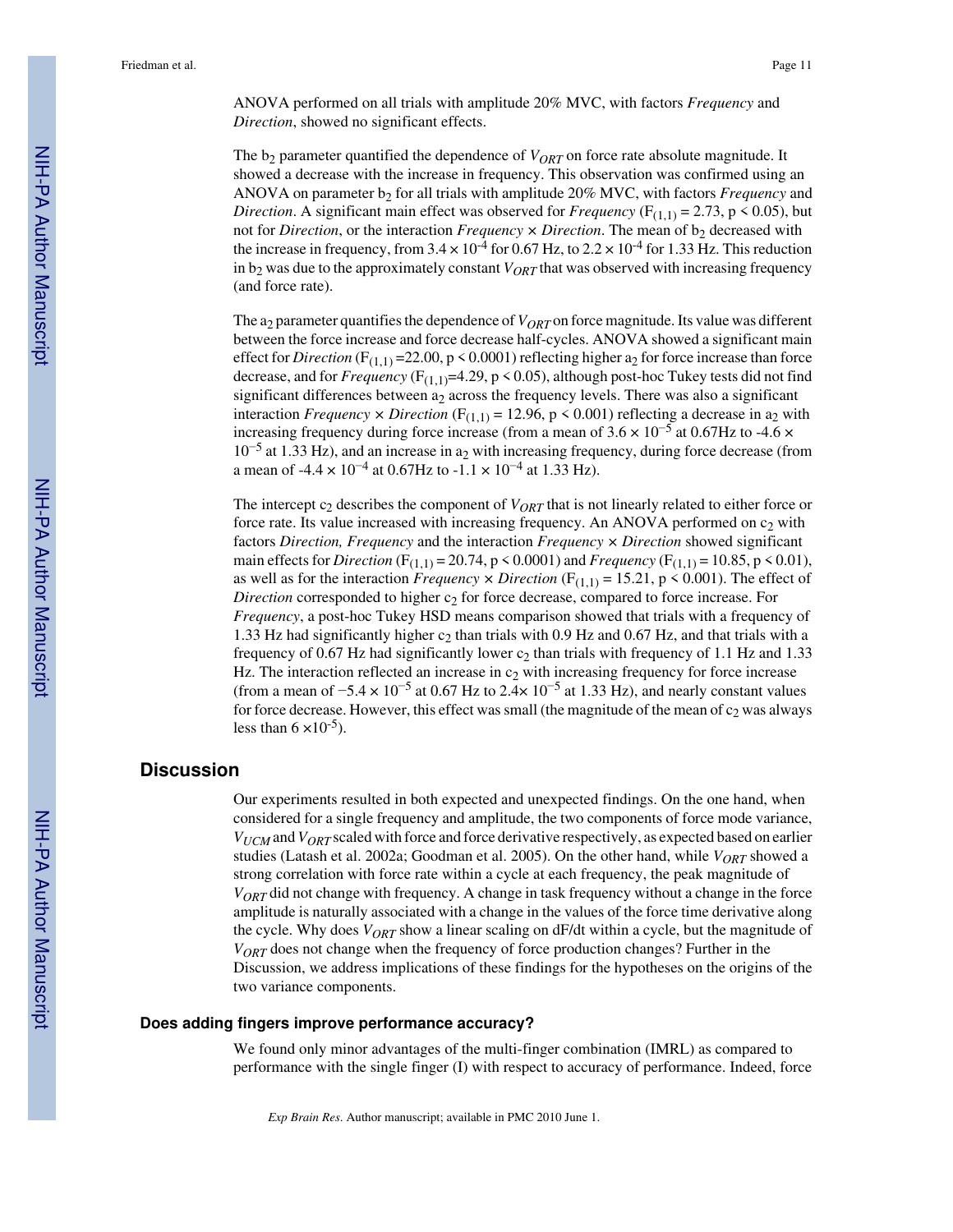ANOVA performed on all trials with amplitude 20% MVC, with factors *Frequency* and *Direction*, showed no significant effects.

The $b_2$ parameter quantified the dependence of $V_{ORT}$ on force rate absolute magnitude. It showed a decrease with the increase in frequency. This observation was confirmed using an ANOVA on parameter $b_2$ for all trials with amplitude 20% MVC, with factors *Frequency* and *Direction*. A significant main effect was observed for *Frequency* ($F_{(1,1)} = 2.73$, $p < 0.05$), but not for *Direction*, or the interaction *Frequency* × *Direction*. The mean of $b_2$ decreased with the increase in frequency, from $3.4 \times 10^{-4}$ for 0.67 Hz, to $2.2 \times 10^{-4}$ for 1.33 Hz. This reduction in $b_2$ was due to the approximately constant $V_{ORT}$ that was observed with increasing frequency (and force rate).

The $a_2$ parameter quantifies the dependence of $V_{ORT}$ on force magnitude. Its value was different between the force increase and force decrease half-cycles. ANOVA showed a significant main effect for *Direction* ($F_{(1,1)} = 22.00$, $p < 0.0001$) reflecting higher $a_2$ for force increase than force decrease, and for *Frequency* ($F_{(1,1)} = 4.29$, $p < 0.05$), although post-hoc Tukey tests did not find significant differences between $a_2$ across the frequency levels. There was also a significant interaction *Frequency* × *Direction* ($F_{(1,1)} = 12.96$, $p < 0.001$) reflecting a decrease in $a_2$ with increasing frequency during force increase (from a mean of $3.6 \times 10^{-5}$ at 0.67Hz to $-4.6 \times 10^{-5}$ at 1.33 Hz), and an increase in $a_2$ with increasing frequency, during force decrease (from a mean of $-4.4 \times 10^{-4}$ at 0.67Hz to $-1.1 \times 10^{-4}$ at 1.33 Hz).

The intercept $c_2$ describes the component of $V_{ORT}$ that is not linearly related to either force or force rate. Its value increased with increasing frequency. An ANOVA performed on $c_2$ with factors *Direction, Frequency* and the interaction *Frequency* × *Direction* showed significant main effects for *Direction* ($F_{(1,1)} = 20.74$, $p < 0.0001$) and *Frequency* ($F_{(1,1)} = 10.85$, $p < 0.01$), as well as for the interaction *Frequency* × *Direction* ($F_{(1,1)} = 15.21$, $p < 0.001$). The effect of *Direction* corresponded to higher $c_2$ for force decrease, compared to force increase. For *Frequency*, a post-hoc Tukey HSD means comparison showed that trials with a frequency of 1.33 Hz had significantly higher $c_2$ than trials with 0.9 Hz and 0.67 Hz, and that trials with a frequency of 0.67 Hz had significantly lower $c_2$ than trials with frequency of 1.1 Hz and 1.33 Hz. The interaction reflected an increase in $c_2$ with increasing frequency for force increase (from a mean of $-5.4 \times 10^{-5}$ at 0.67 Hz to $2.4 \times 10^{-5}$ at 1.33 Hz), and nearly constant values for force decrease. However, this effect was small (the magnitude of the mean of $c_2$ was always less than $6 \times 10^{-5}$).

## Discussion

Our experiments resulted in both expected and unexpected findings. On the one hand, when considered for a single frequency and amplitude, the two components of force mode variance, $V_{UCM}$ and $V_{ORT}$ scaled with force and force derivative respectively, as expected based on earlier studies (Latash et al. 2002a; Goodman et al. 2005). On the other hand, while $V_{ORT}$ showed a strong correlation with force rate within a cycle at each frequency, the peak magnitude of $V_{ORT}$ did not change with frequency. A change in task frequency without a change in the force amplitude is naturally associated with a change in the values of the force time derivative along the cycle. Why does $V_{ORT}$ show a linear scaling on dF/dt within a cycle, but the magnitude of $V_{ORT}$ does not change when the frequency of force production changes? Further in the Discussion, we address implications of these findings for the hypotheses on the origins of the two variance components.

### Does adding fingers improve performance accuracy?

We found only minor advantages of the multi-finger combination (IMRL) as compared to performance with the single finger (I) with respect to accuracy of performance. Indeed, force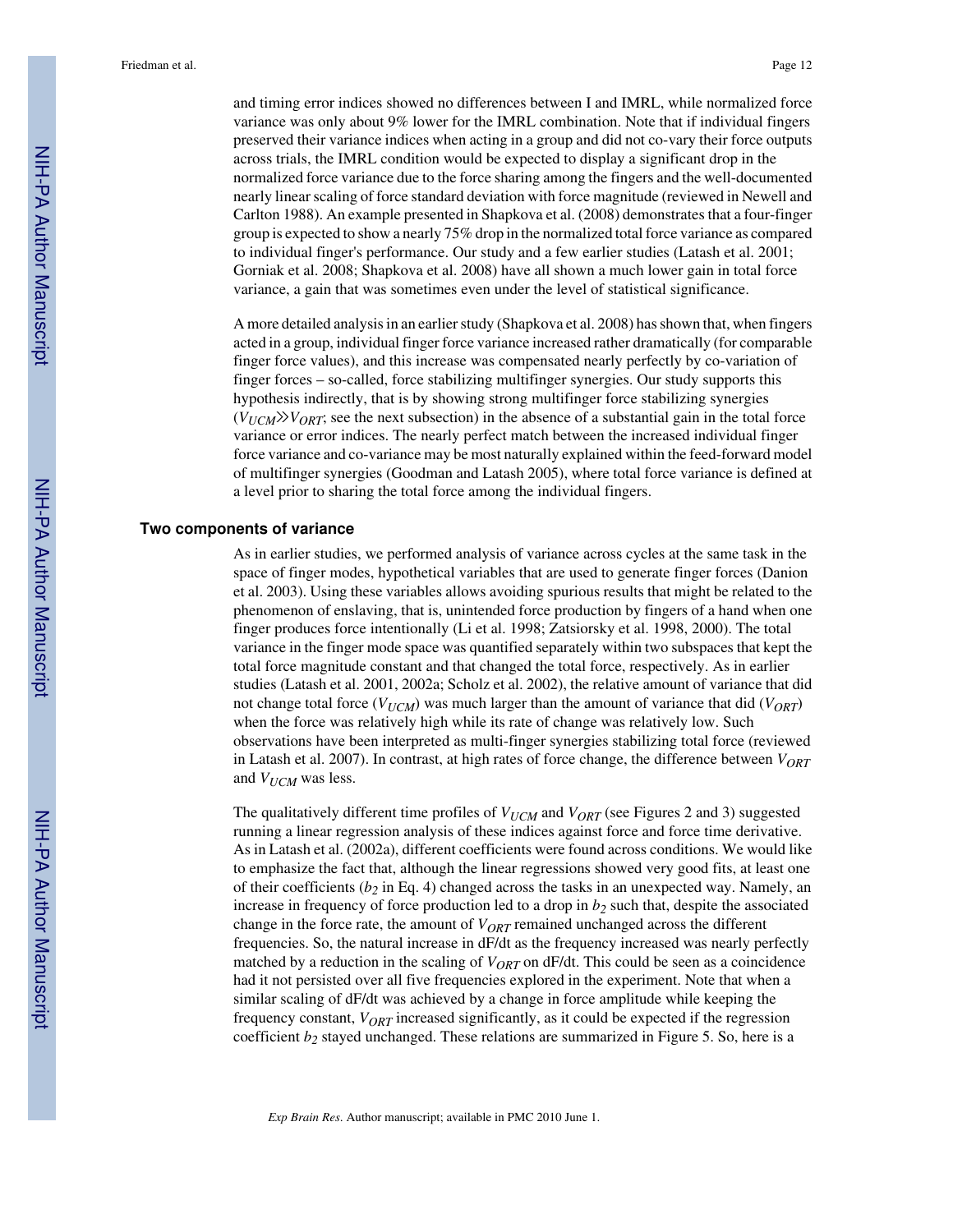and timing error indices showed no differences between I and IMRL, while normalized force variance was only about 9% lower for the IMRL combination. Note that if individual fingers preserved their variance indices when acting in a group and did not co-vary their force outputs across trials, the IMRL condition would be expected to display a significant drop in the normalized force variance due to the force sharing among the fingers and the well-documented nearly linear scaling of force standard deviation with force magnitude (reviewed in Newell and Carlton 1988). An example presented in Shapkova et al. (2008) demonstrates that a four-finger group is expected to show a nearly 75% drop in the normalized total force variance as compared to individual finger's performance. Our study and a few earlier studies (Latash et al. 2001; Gorniak et al. 2008; Shapkova et al. 2008) have all shown a much lower gain in total force variance, a gain that was sometimes even under the level of statistical significance.

A more detailed analysis in an earlier study (Shapkova et al. 2008) has shown that, when fingers acted in a group, individual finger force variance increased rather dramatically (for comparable finger force values), and this increase was compensated nearly perfectly by co-variation of finger forces – so-called, force stabilizing multifinger synergies. Our study supports this hypothesis indirectly, that is by showing strong multifinger force stabilizing synergies ($V_{UCM} \gg V_{ORT}$; see the next subsection) in the absence of a substantial gain in the total force variance or error indices. The nearly perfect match between the increased individual finger force variance and co-variance may be most naturally explained within the feed-forward model of multifinger synergies (Goodman and Latash 2005), where total force variance is defined at a level prior to sharing the total force among the individual fingers.

## Two components of variance

As in earlier studies, we performed analysis of variance across cycles at the same task in the space of finger modes, hypothetical variables that are used to generate finger forces (Danion et al. 2003). Using these variables allows avoiding spurious results that might be related to the phenomenon of enslaving, that is, unintended force production by fingers of a hand when one finger produces force intentionally (Li et al. 1998; Zatsiorsky et al. 1998, 2000). The total variance in the finger mode space was quantified separately within two subspaces that kept the total force magnitude constant and that changed the total force, respectively. As in earlier studies (Latash et al. 2001, 2002a; Scholz et al. 2002), the relative amount of variance that did not change total force ($V_{UCM}$) was much larger than the amount of variance that did ($V_{ORT}$) when the force was relatively high while its rate of change was relatively low. Such observations have been interpreted as multi-finger synergies stabilizing total force (reviewed in Latash et al. 2007). In contrast, at high rates of force change, the difference between $V_{ORT}$ and $V_{UCM}$ was less.

The qualitatively different time profiles of $V_{UCM}$ and $V_{ORT}$ (see Figures 2 and 3) suggested running a linear regression analysis of these indices against force and force time derivative. As in Latash et al. (2002a), different coefficients were found across conditions. We would like to emphasize the fact that, although the linear regressions showed very good fits, at least one of their coefficients ($b_2$ in Eq. 4) changed across the tasks in an unexpected way. Namely, an increase in frequency of force production led to a drop in $b_2$ such that, despite the associated change in the force rate, the amount of $V_{ORT}$ remained unchanged across the different frequencies. So, the natural increase in dF/dt as the frequency increased was nearly perfectly matched by a reduction in the scaling of $V_{ORT}$ on dF/dt. This could be seen as a coincidence had it not persisted over all five frequencies explored in the experiment. Note that when a similar scaling of dF/dt was achieved by a change in force amplitude while keeping the frequency constant, $V_{ORT}$ increased significantly, as it could be expected if the regression coefficient $b_2$ stayed unchanged. These relations are summarized in Figure 5. So, here is a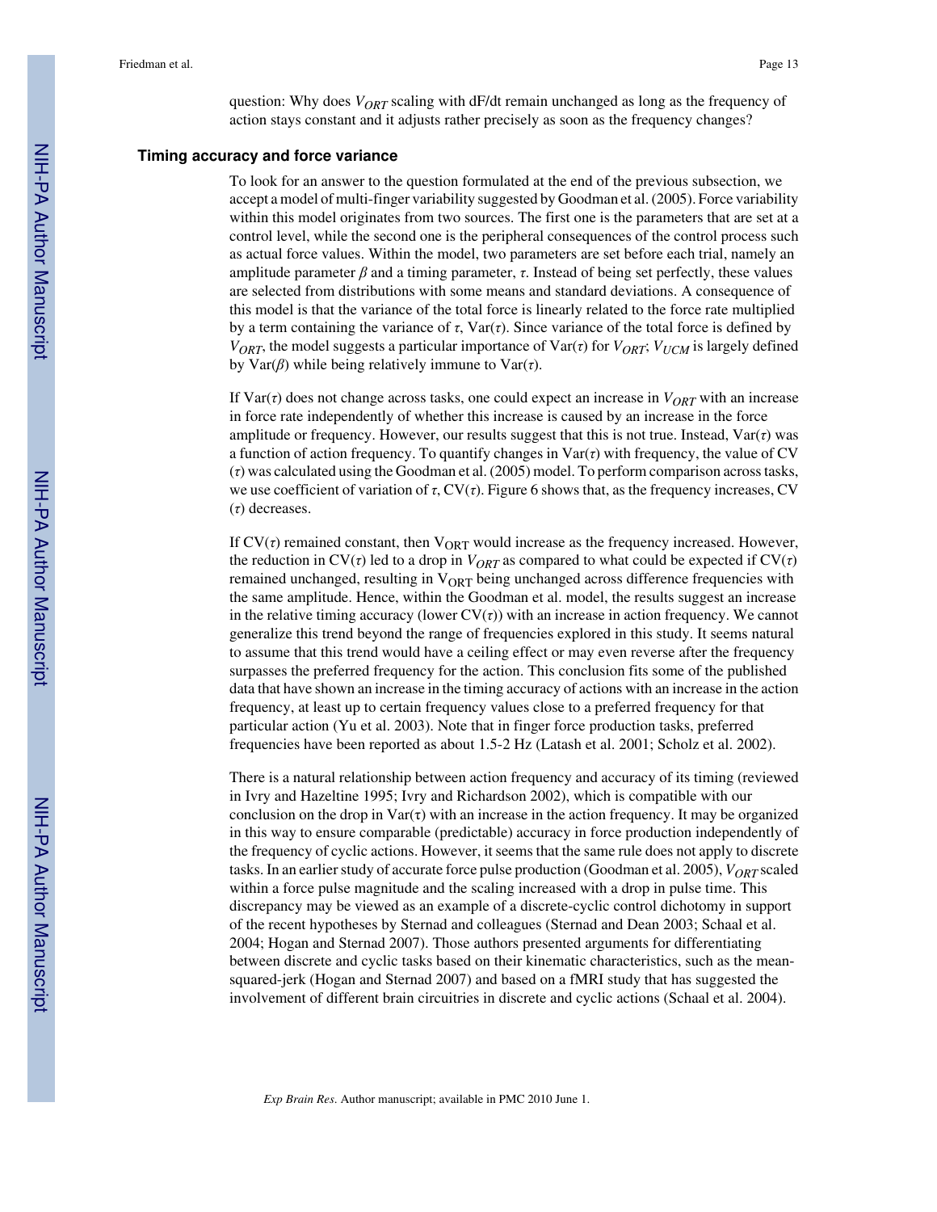question: Why does $V_{ORT}$ scaling with dF/dt remain unchanged as long as the frequency of action stays constant and it adjusts rather precisely as soon as the frequency changes?

### Timing accuracy and force variance

To look for an answer to the question formulated at the end of the previous subsection, we accept a model of multi-finger variability suggested by Goodman et al. (2005). Force variability within this model originates from two sources. The first one is the parameters that are set at a control level, while the second one is the peripheral consequences of the control process such as actual force values. Within the model, two parameters are set before each trial, namely an amplitude parameter $\beta$ and a timing parameter, $\tau$. Instead of being set perfectly, these values are selected from distributions with some means and standard deviations. A consequence of this model is that the variance of the total force is linearly related to the force rate multiplied by a term containing the variance of $\tau$, Var($\tau$). Since variance of the total force is defined by $V_{ORT}$, the model suggests a particular importance of Var($\tau$) for $V_{ORT}$; $V_{UCM}$ is largely defined by Var($\beta$) while being relatively immune to Var($\tau$).

If Var($\tau$) does not change across tasks, one could expect an increase in $V_{ORT}$ with an increase in force rate independently of whether this increase is caused by an increase in the force amplitude or frequency. However, our results suggest that this is not true. Instead, Var($\tau$) was a function of action frequency. To quantify changes in Var($\tau$) with frequency, the value of CV ($\tau$) was calculated using the Goodman et al. (2005) model. To perform comparison across tasks, we use coefficient of variation of $\tau$, CV($\tau$). Figure 6 shows that, as the frequency increases, CV ($\tau$) decreases.

If CV($\tau$) remained constant, then $V_{ORT}$ would increase as the frequency increased. However, the reduction in CV($\tau$) led to a drop in $V_{ORT}$ as compared to what could be expected if CV($\tau$) remained unchanged, resulting in $V_{ORT}$ being unchanged across difference frequencies with the same amplitude. Hence, within the Goodman et al. model, the results suggest an increase in the relative timing accuracy (lower CV($\tau$)) with an increase in action frequency. We cannot generalize this trend beyond the range of frequencies explored in this study. It seems natural to assume that this trend would have a ceiling effect or may even reverse after the frequency surpasses the preferred frequency for the action. This conclusion fits some of the published data that have shown an increase in the timing accuracy of actions with an increase in the action frequency, at least up to certain frequency values close to a preferred frequency for that particular action (Yu et al. 2003). Note that in finger force production tasks, preferred frequencies have been reported as about 1.5-2 Hz (Latash et al. 2001; Scholz et al. 2002).

There is a natural relationship between action frequency and accuracy of its timing (reviewed in Ivry and Hazeltine 1995; Ivry and Richardson 2002), which is compatible with our conclusion on the drop in Var($\tau$) with an increase in the action frequency. It may be organized in this way to ensure comparable (predictable) accuracy in force production independently of the frequency of cyclic actions. However, it seems that the same rule does not apply to discrete tasks. In an earlier study of accurate force pulse production (Goodman et al. 2005), $V_{ORT}$ scaled within a force pulse magnitude and the scaling increased with a drop in pulse time. This discrepancy may be viewed as an example of a discrete-cyclic control dichotomy in support of the recent hypotheses by Sternad and colleagues (Sternad and Dean 2003; Schaal et al. 2004; Hogan and Sternad 2007). Those authors presented arguments for differentiating between discrete and cyclic tasks based on their kinematic characteristics, such as the mean-squared-jerk (Hogan and Sternad 2007) and based on a fMRI study that has suggested the involvement of different brain circuitries in discrete and cyclic actions (Schaal et al. 2004).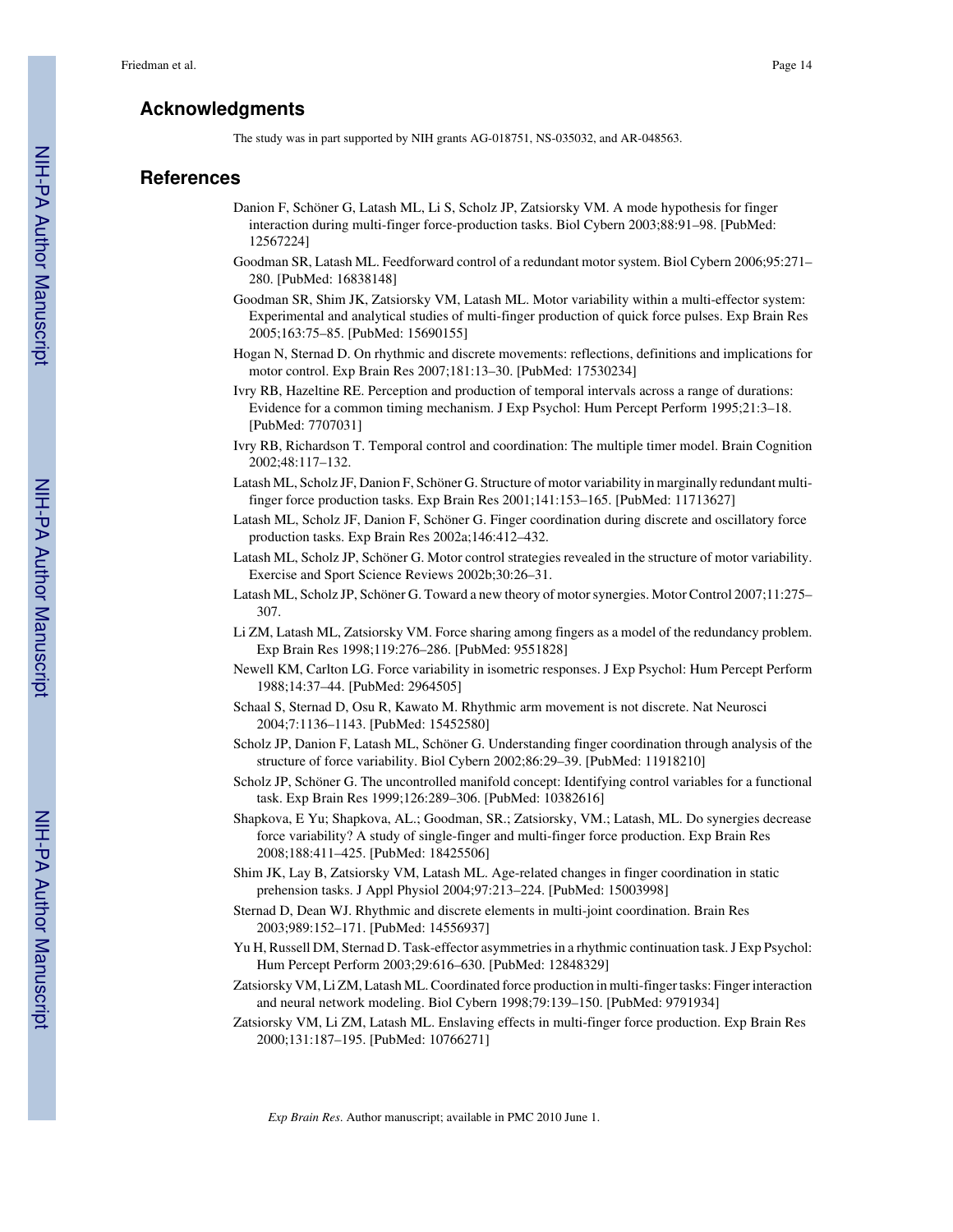## Acknowledgments

The study was in part supported by NIH grants AG-018751, NS-035032, and AR-048563.

## References

Danion F, Schöner G, Latash ML, Li S, Scholz JP, Zatsiorsky VM. A mode hypothesis for finger interaction during multi-finger force-production tasks. Biol Cybern 2003;88:91–98. [PubMed: 12567224]

Goodman SR, Latash ML. Feedforward control of a redundant motor system. Biol Cybern 2006;95:271–280. [PubMed: 16838148]

Goodman SR, Shim JK, Zatsiorsky VM, Latash ML. Motor variability within a multi-effector system: Experimental and analytical studies of multi-finger production of quick force pulses. Exp Brain Res 2005;163:75–85. [PubMed: 15690155]

Hogan N, Sternad D. On rhythmic and discrete movements: reflections, definitions and implications for motor control. Exp Brain Res 2007;181:13–30. [PubMed: 17530234]

Ivry RB, Hazeltine RE. Perception and production of temporal intervals across a range of durations: Evidence for a common timing mechanism. J Exp Psychol: Hum Percept Perform 1995;21:3–18. [PubMed: 7707031]

Ivry RB, Richardson T. Temporal control and coordination: The multiple timer model. Brain Cognition 2002;48:117–132.

Latash ML, Scholz JF, Danion F, Schöner G. Structure of motor variability in marginally redundant multi-finger force production tasks. Exp Brain Res 2001;141:153–165. [PubMed: 11713627]

Latash ML, Scholz JF, Danion F, Schöner G. Finger coordination during discrete and oscillatory force production tasks. Exp Brain Res 2002a;146:412–432.

Latash ML, Scholz JP, Schöner G. Motor control strategies revealed in the structure of motor variability. Exercise and Sport Science Reviews 2002b;30:26–31.

Latash ML, Scholz JP, Schöner G. Toward a new theory of motor synergies. Motor Control 2007;11:275–307.

Li ZM, Latash ML, Zatsiorsky VM. Force sharing among fingers as a model of the redundancy problem. Exp Brain Res 1998;119:276–286. [PubMed: 9551828]

Newell KM, Carlton LG. Force variability in isometric responses. J Exp Psychol: Hum Percept Perform 1988;14:37–44. [PubMed: 2964505]

Schaal S, Sternad D, Osu R, Kawato M. Rhythmic arm movement is not discrete. Nat Neurosci 2004;7:1136–1143. [PubMed: 15452580]

Scholz JP, Danion F, Latash ML, Schöner G. Understanding finger coordination through analysis of the structure of force variability. Biol Cybern 2002;86:29–39. [PubMed: 11918210]

Scholz JP, Schöner G. The uncontrolled manifold concept: Identifying control variables for a functional task. Exp Brain Res 1999;126:289–306. [PubMed: 10382616]

Shapkova, E Yu; Shapkova, AL.; Goodman, SR.; Zatsiorsky, VM.; Latash, ML. Do synergies decrease force variability? A study of single-finger and multi-finger force production. Exp Brain Res 2008;188:411–425. [PubMed: 18425506]

Shim JK, Lay B, Zatsiorsky VM, Latash ML. Age-related changes in finger coordination in static prehension tasks. J Appl Physiol 2004;97:213–224. [PubMed: 15003998]

Sternad D, Dean WJ. Rhythmic and discrete elements in multi-joint coordination. Brain Res 2003;989:152–171. [PubMed: 14556937]

Yu H, Russell DM, Sternad D. Task-effector asymmetries in a rhythmic continuation task. J Exp Psychol: Hum Percept Perform 2003;29:616–630. [PubMed: 12848329]

Zatsiorsky VM, Li ZM, Latash ML. Coordinated force production in multi-finger tasks: Finger interaction and neural network modeling. Biol Cybern 1998;79:139–150. [PubMed: 9791934]

Zatsiorsky VM, Li ZM, Latash ML. Enslaving effects in multi-finger force production. Exp Brain Res 2000;131:187–195. [PubMed: 10766271]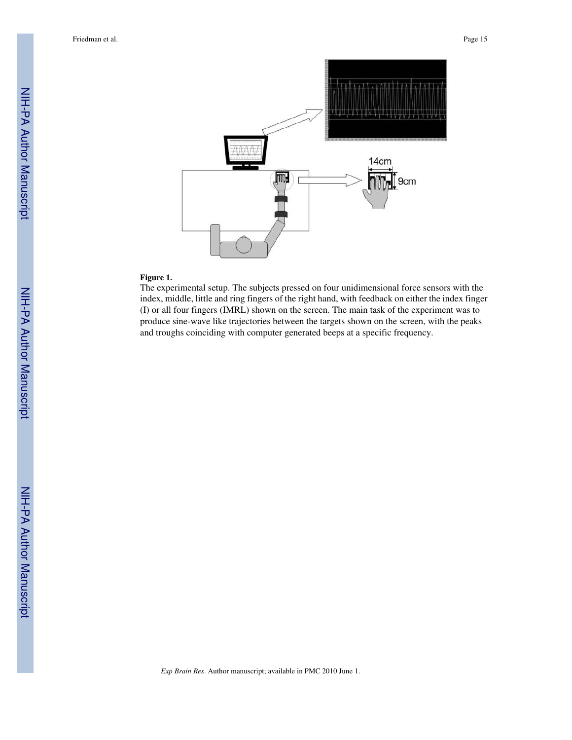**Figure 1.**

The experimental setup. The subjects pressed on four unidimensional force sensors with the index, middle, little and ring fingers of the right hand, with feedback on either the index finger (I) or all four fingers (IMRL) shown on the screen. The main task of the experiment was to produce sine-wave like trajectories between the targets shown on the screen, with the peaks and troughs coinciding with computer generated beeps at a specific frequency.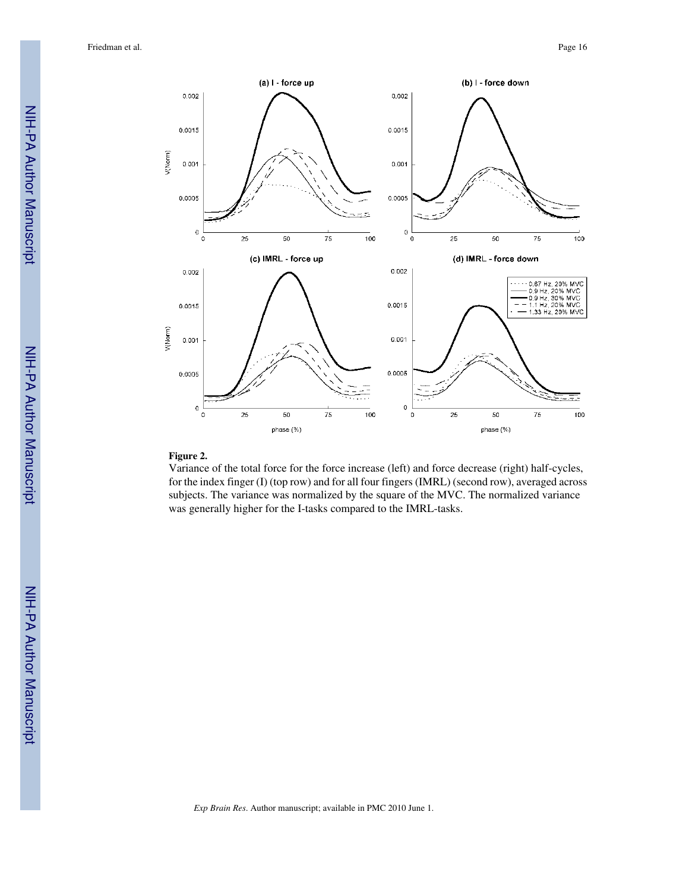**Figure 2.**

Variance of the total force for the force increase (left) and force decrease (right) half-cycles, for the index finger (I) (top row) and for all four fingers (IMRL) (second row), averaged across subjects. The variance was normalized by the square of the MVC. The normalized variance was generally higher for the I-tasks compared to the IMRL-tasks.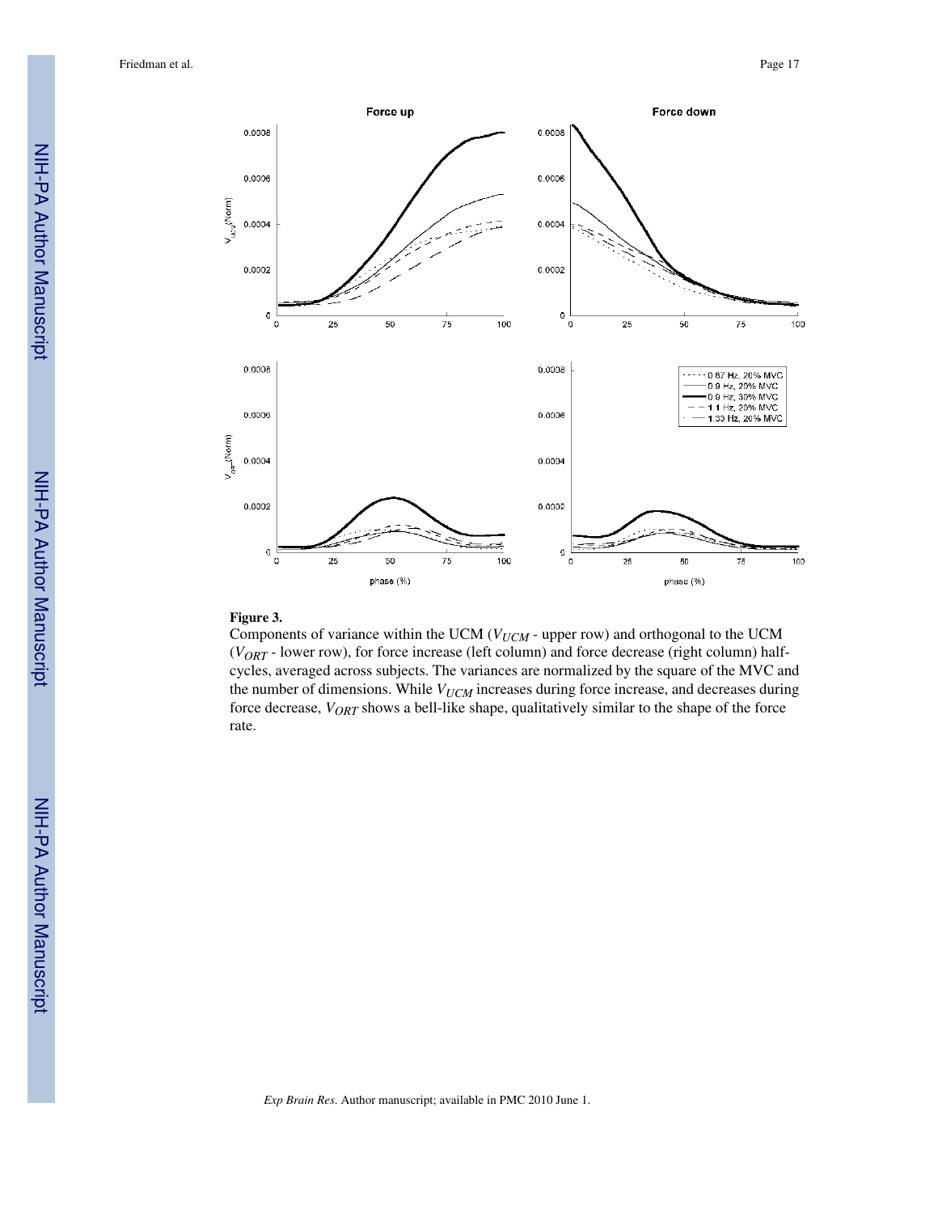**Figure 3.**

Components of variance within the UCM ($V_{UCM}$ - upper row) and orthogonal to the UCM ($V_{ORT}$ - lower row), for force increase (left column) and force decrease (right column) half-cycles, averaged across subjects. The variances are normalized by the square of the MVC and the number of dimensions. While $V_{UCM}$ increases during force increase, and decreases during force decrease, $V_{ORT}$ shows a bell-like shape, qualitatively similar to the shape of the force rate.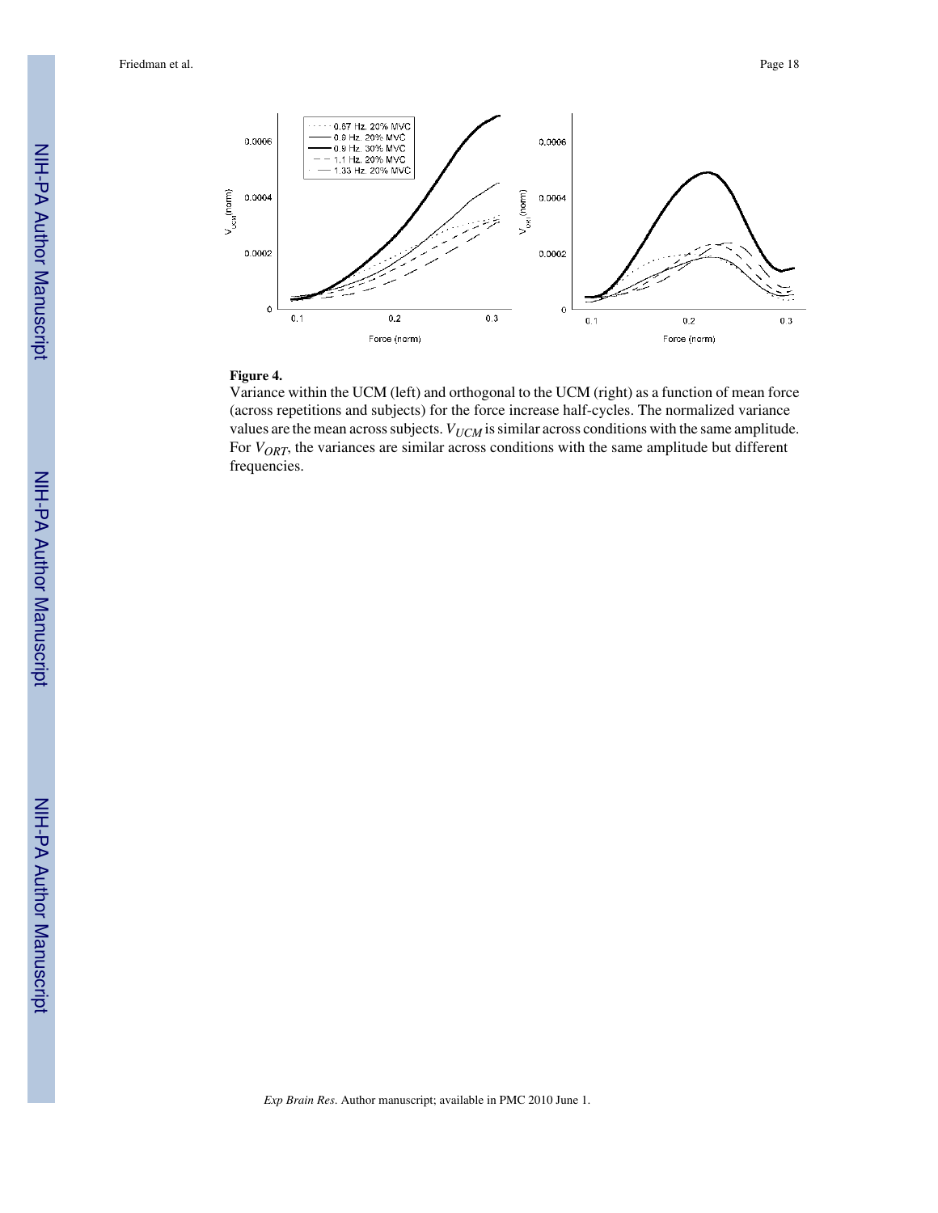**Figure 4.**

Variance within the UCM (left) and orthogonal to the UCM (right) as a function of mean force (across repetitions and subjects) for the force increase half-cycles. The normalized variance values are the mean across subjects. $V_{UCM}$ is similar across conditions with the same amplitude. For $V_{ORT}$, the variances are similar across conditions with the same amplitude but different frequencies.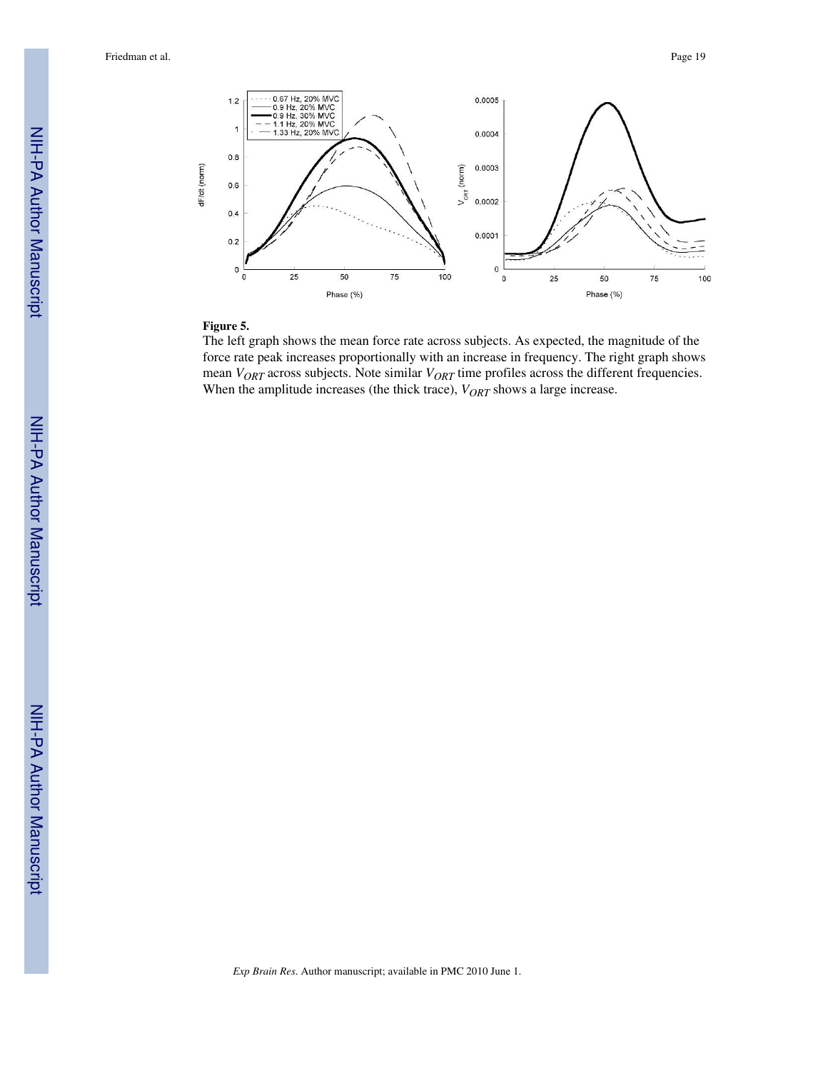**Figure 5.**

The left graph shows the mean force rate across subjects. As expected, the magnitude of the force rate peak increases proportionally with an increase in frequency. The right graph shows mean $V_{ORT}$ across subjects. Note similar $V_{ORT}$ time profiles across the different frequencies. When the amplitude increases (the thick trace), $V_{ORT}$ shows a large increase.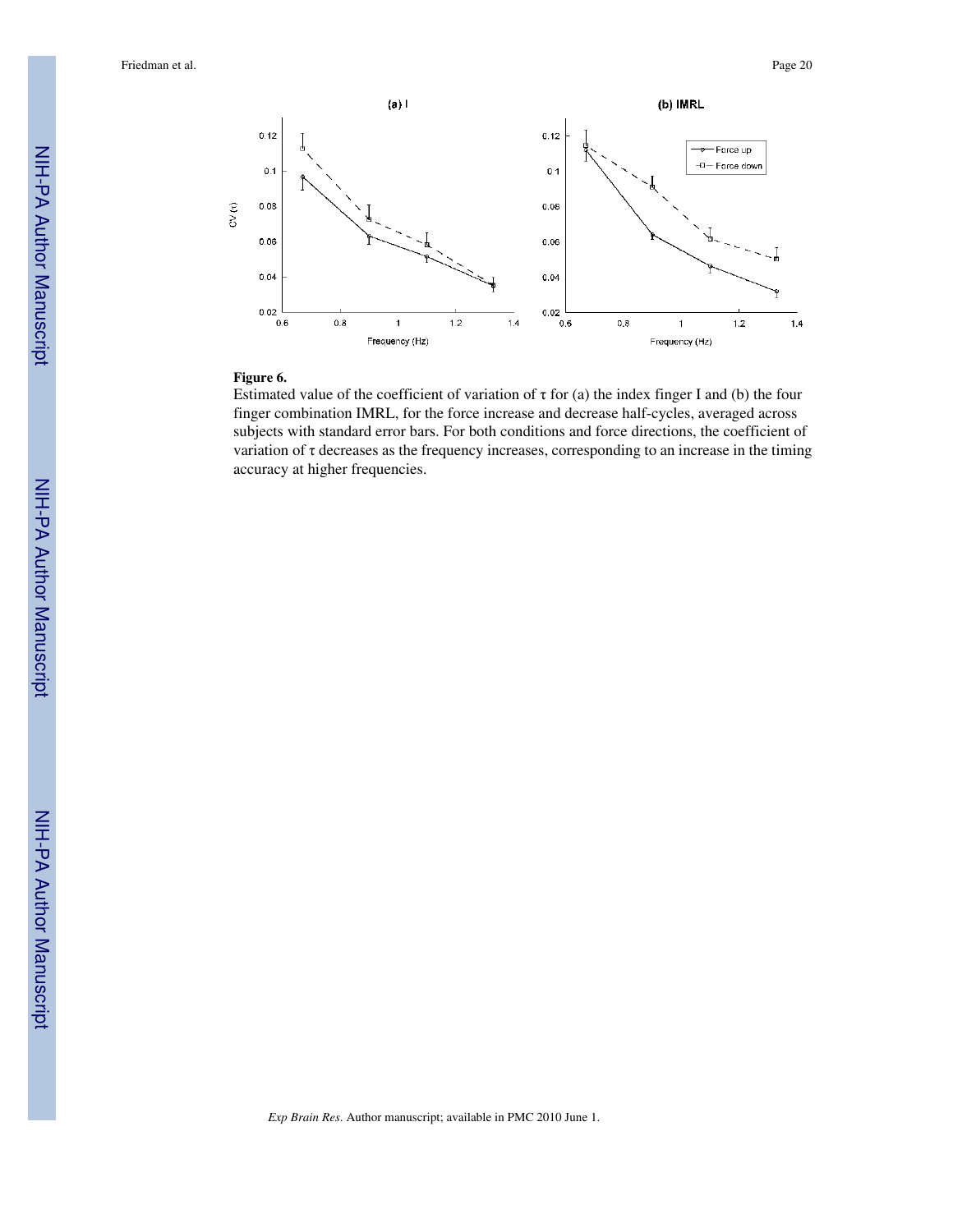**Figure 6.**

Estimated value of the coefficient of variation of τ for (a) the index finger I and (b) the four finger combination IMRL, for the force increase and decrease half-cycles, averaged across subjects with standard error bars. For both conditions and force directions, the coefficient of variation of τ decreases as the frequency increases, corresponding to an increase in the timing accuracy at higher frequencies.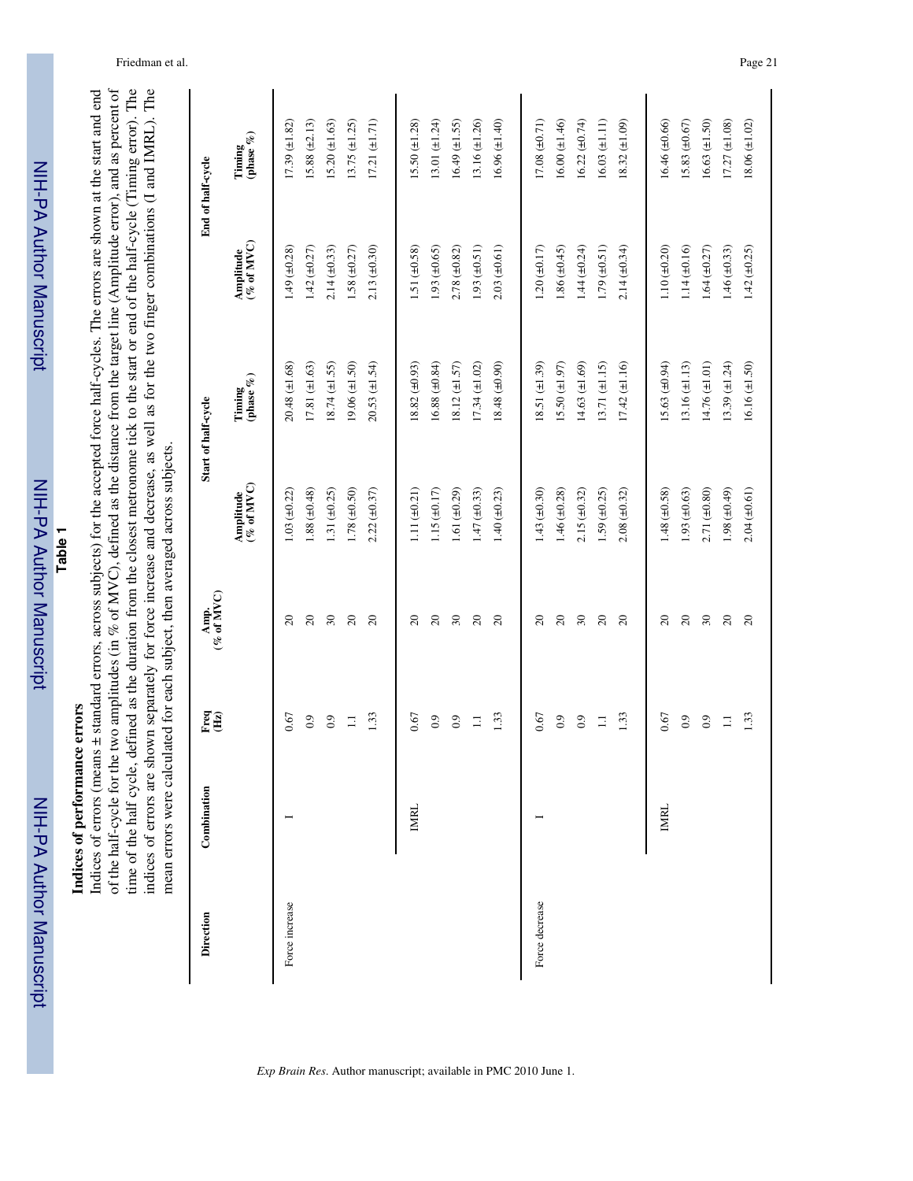## Table 1

**Indices of performance errors**

Indices of errors (means ± standard errors, across subjects) for the accepted force half-cycles. The errors are shown at the start and end of the half-cycle for the two amplitudes (in % of MVC), defined as the distance from the target line (Amplitude error), and as percent of time of the half cycle, defined as the duration from the closest metronome tick to the start or end of the half-cycle (Timing error). The indices of errors are shown separately for force increase and decrease, as well as for the two finger combinations (I and IMRL). The mean errors were calculated for each subject, then averaged across subjects.

| Direction | Combination | Freq (Hz) | Amp. (% of MVC) | Start of half-cycle | | End of half-cycle | |
|---|---|---|---|---|---|---|---|
| | | | | Amplitude (% of MVC) | Timing (phase %) | Amplitude (% of MVC) | Timing (phase %) |
| Force increase | I | 0.67 | 20 | 1.03 (±0.22) | 20.48 (±1.68) | 1.49 (±0.28) | 17.39 (±1.82) |
| | | 0.9 | 20 | 1.88 (±0.48) | 17.81 (±1.63) | 1.42 (±0.27) | 15.88 (±2.13) |
| | | 0.9 | 30 | 1.31 (±0.25) | 18.74 (±1.55) | 2.14 (±0.33) | 15.20 (±1.63) |
| | | 1.1 | 20 | 1.78 (±0.50) | 19.06 (±1.50) | 1.58 (±0.27) | 13.75 (±1.25) |
| | | 1.33 | 20 | 2.22 (±0.37) | 20.53 (±1.54) | 2.13 (±0.30) | 17.21 (±1.71) |
| | IMRL | 0.67 | 20 | 1.11 (±0.21) | 18.82 (±0.93) | 1.51 (±0.58) | 15.50 (±1.28) |
| | | 0.9 | 20 | 1.15 (±0.17) | 16.88 (±0.84) | 1.93 (±0.65) | 13.01 (±1.24) |
| | | 0.9 | 30 | 1.61 (±0.29) | 18.12 (±1.57) | 2.78 (±0.82) | 16.49 (±1.55) |
| | | 1.1 | 20 | 1.47 (±0.33) | 17.34 (±1.02) | 1.93 (±0.51) | 13.16 (±1.26) |
| | | 1.33 | 20 | 1.40 (±0.23) | 18.48 (±0.90) | 2.03 (±0.61) | 16.96 (±1.40) |
| Force decrease | I | 0.67 | 20 | 1.43 (±0.30) | 18.51 (±1.39) | 1.20 (±0.17) | 17.08 (±0.71) |
| | | 0.9 | 20 | 1.46 (±0.28) | 15.50 (±1.97) | 1.86 (±0.45) | 16.00 (±1.46) |
| | | 0.9 | 30 | 2.15 (±0.32) | 14.63 (±1.69) | 1.44 (±0.24) | 16.22 (±0.74) |
| | | 1.1 | 20 | 1.59 (±0.25) | 13.71 (±1.15) | 1.79 (±0.51) | 16.03 (±1.11) |
| | | 1.33 | 20 | 2.08 (±0.32) | 17.42 (±1.16) | 2.14 (±0.34) | 18.32 (±1.09) |
| | IMRL | 0.67 | 20 | 1.48 (±0.58) | 15.63 (±0.94) | 1.10 (±0.20) | 16.46 (±0.66) |
| | | 0.9 | 20 | 1.93 (±0.63) | 13.16 (±1.13) | 1.14 (±0.16) | 15.83 (±0.67) |
| | | 0.9 | 30 | 2.71 (±0.80) | 14.76 (±1.01) | 1.64 (±0.27) | 16.63 (±1.50) |
| | | 1.1 | 20 | 1.98 (±0.49) | 13.39 (±1.24) | 1.46 (±0.33) | 17.27 (±1.08) |
| | | 1.33 | 20 | 2.04 (±0.61) | 16.16 (±1.50) | 1.42 (±0.25) | 18.06 (±1.02) |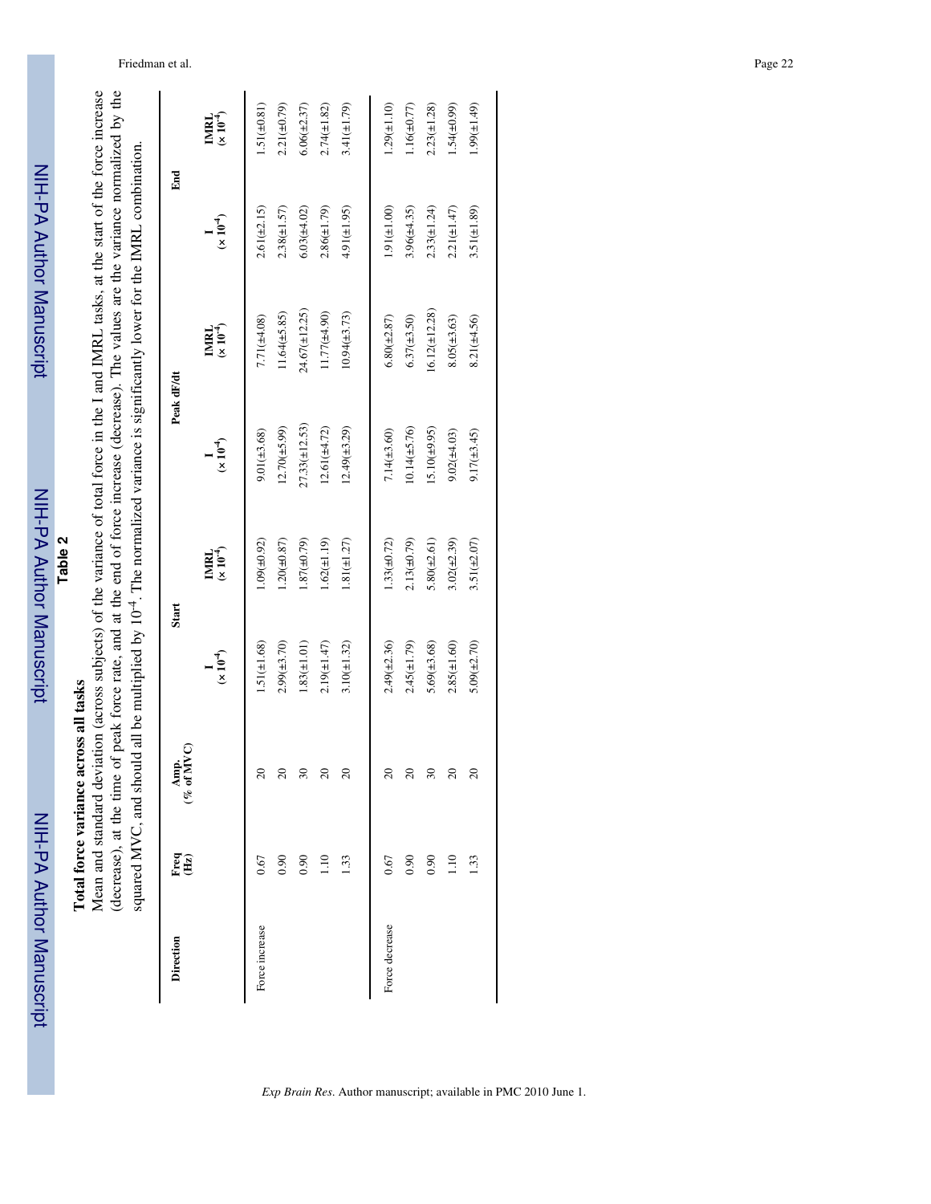# Table 2

**Total force variance across all tasks**

Mean and standard deviation (across subjects) of the variance of total force in the I and IMRL tasks, at the start of the force increase (decrease), at the time of peak force rate, and at the end of force increase (decrease). The values are the variance normalized by the squared MVC, and should all be multiplied by $10^{-4}$. The normalized variance is significantly lower for the IMRL combination.

| Direction | Freq (Hz) | Amp. (% of MVC) | Start | | Peak dF/dt | | End | |
|---|---|---|---|---|---|---|---|---|
| | | | I ($\times 10^{-4}$) | IMRL ($\times 10^{-4}$) | I ($\times 10^{-4}$) | IMRL ($\times 10^{-4}$) | I ($\times 10^{-4}$) | IMRL ($\times 10^{-4}$) |
| Force increase | 0.67 | 20 | 1.51(±1.68) | 1.09(±0.92) | 9.01(±3.68) | 7.71(±4.08) | 2.61(±2.15) | 1.51(±0.81) |
| | 0.90 | 20 | 2.99(±3.70) | 1.20(±0.87) | 12.70(±5.99) | 11.64(±5.85) | 2.38(±1.57) | 2.21(±0.79) |
| | 0.90 | 30 | 1.83(±1.01) | 1.87(±0.79) | 27.33(±12.53) | 24.67(±12.25) | 6.03(±4.02) | 6.06(±2.37) |
| | 1.10 | 20 | 2.19(±1.47) | 1.62(±1.19) | 12.61(±4.72) | 11.77(±4.90) | 2.86(±1.79) | 2.74(±1.82) |
| | 1.33 | 20 | 3.10(±1.32) | 1.81(±1.27) | 12.49(±3.29) | 10.94(±3.73) | 4.91(±1.95) | 3.41(±1.79) |
| Force decrease | 0.67 | 20 | 2.49(±2.36) | 1.33(±0.72) | 7.14(±3.60) | 6.80(±2.87) | 1.91(±1.00) | 1.29(±1.10) |
| | 0.90 | 20 | 2.45(±1.79) | 2.13(±0.79) | 10.14(±5.76) | 6.37(±3.50) | 3.96(±4.35) | 1.16(±0.77) |
| | 0.90 | 30 | 5.69(±3.68) | 5.80(±2.61) | 15.10(±9.95) | 16.12(±12.28) | 2.33(±1.24) | 2.23(±1.28) |
| | 1.10 | 20 | 2.85(±1.60) | 3.02(±2.39) | 9.02(±4.03) | 8.05(±3.63) | 2.21(±1.47) | 1.54(±0.99) |
| | 1.33 | 20 | 5.09(±2.70) | 3.51(±2.07) | 9.17(±3.45) | 8.21(±4.56) | 3.51(±1.89) | 1.99(±1.49) |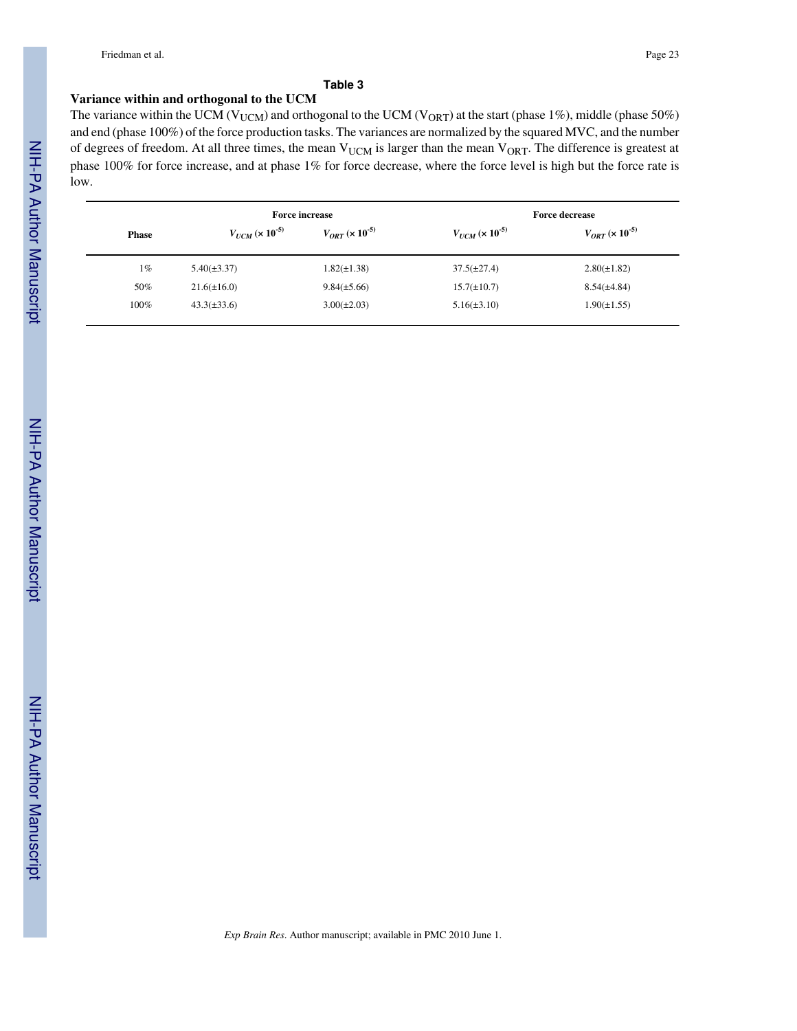## Table 3

### Variance within and orthogonal to the UCM

The variance within the UCM ($V_{UCM}$) and orthogonal to the UCM ($V_{ORT}$) at the start (phase 1%), middle (phase 50%) and end (phase 100%) of the force production tasks. The variances are normalized by the squared MVC, and the number of degrees of freedom. At all three times, the mean $V_{UCM}$ is larger than the mean $V_{ORT}$. The difference is greatest at phase 100% for force increase, and at phase 1% for force decrease, where the force level is high but the force rate is low.

| Phase | Force increase | | Force decrease | |
|---|---|---|---|---|
| | $V_{UCM}$ ($\times 10^{-5}$) | $V_{ORT}$ ($\times 10^{-5}$) | $V_{UCM}$ ($\times 10^{-5}$) | $V_{ORT}$ ($\times 10^{-5}$) |
| 1% | 5.40(±3.37) | 1.82(±1.38) | 37.5(±27.4) | 2.80(±1.82) |
| 50% | 21.6(±16.0) | 9.84(±5.66) | 15.7(±10.7) | 8.54(±4.84) |
| 100% | 43.3(±33.6) | 3.00(±2.03) | 5.16(±3.10) | 1.90(±1.55) |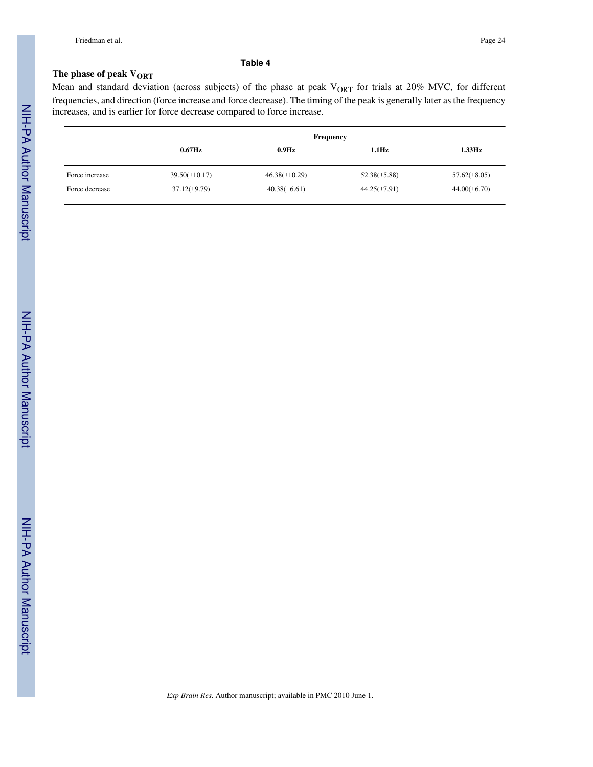## Table 4

### The phase of peak $V_{ORT}$

Mean and standard deviation (across subjects) of the phase at peak $V_{ORT}$ for trials at 20% MVC, for different frequencies, and direction (force increase and force decrease). The timing of the peak is generally later as the frequency increases, and is earlier for force decrease compared to force increase.

| | Frequency | | | |
|---|---|---|---|---|
| | **0.67Hz** | **0.9Hz** | **1.1Hz** | **1.33Hz** |
| Force increase | 39.50(±10.17) | 46.38(±10.29) | 52.38(±5.88) | 57.62(±8.05) |
| Force decrease | 37.12(±9.79) | 40.38(±6.61) | 44.25(±7.91) | 44.00(±6.70) |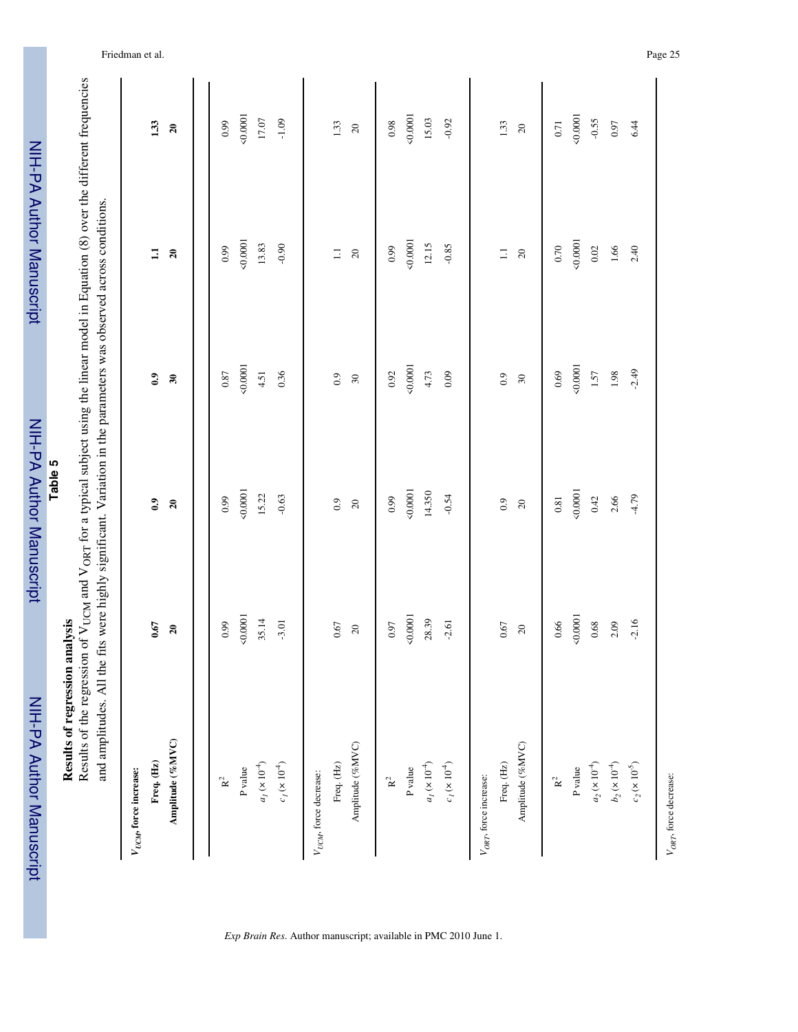**Table 5**

**Results of regression analysis**

Results of the regression of $V_{UCM}$ and $V_{ORT}$ for a typical subject using the linear model in Equation (8) over the different frequencies and amplitudes. All the fits were highly significant. Variation in the parameters was observed across conditions.

| $V_{UCM}$, force increase: | | | | | |
|---|---|---|---|---|---|
| **Freq. (Hz)** | **0.67** | **0.9** | **0.9** | **1.1** | **1.33** |
| **Amplitude (%MVC)** | **20** | **20** | **30** | **20** | **20** |
| $R^2$ | 0.99 | 0.99 | 0.87 | 0.99 | 0.99 |
| P value | <0.0001 | <0.0001 | <0.0001 | <0.0001 | <0.0001 |
| $a_1$ ($\times 10^{-4}$) | 35.14 | 15.22 | 4.51 | 13.83 | 17.07 |
| $c_1$ ($\times 10^{-4}$) | -3.01 | -0.63 | 0.36 | -0.90 | -1.09 |
| $V_{UCM}$, force decrease: | | | | | |
| Freq. (Hz) | 0.67 | 0.9 | 0.9 | 1.1 | 1.33 |
| Amplitude (%MVC) | 20 | 20 | 30 | 20 | 20 |
| $R^2$ | 0.97 | 0.99 | 0.92 | 0.99 | 0.98 |
| P value | <0.0001 | <0.0001 | <0.0001 | <0.0001 | <0.0001 |
| $a_1$ ($\times 10^{-4}$) | 28.39 | 14.350 | 4.73 | 12.15 | 15.03 |
| $c_1$ ($\times 10^{-4}$) | -2.61 | -0.54 | 0.09 | -0.85 | -0.92 |
| $V_{ORT}$, force increase: | | | | | |
| Freq. (Hz) | 0.67 | 0.9 | 0.9 | 1.1 | 1.33 |
| Amplitude (%MVC) | 20 | 20 | 30 | 20 | 20 |
| $R^2$ | 0.66 | 0.81 | 0.69 | 0.70 | 0.71 |
| P value | <0.0001 | <0.0001 | <0.0001 | <0.0001 | <0.0001 |
| $a_2$ ($\times 10^{-4}$) | 0.68 | 0.42 | 1.57 | 0.02 | -0.55 |
| $b_2$ ($\times 10^{-4}$) | 2.09 | 2.66 | 1.98 | 1.66 | 0.97 |
| $c_2$ ($\times 10^{-5}$) | -2.16 | -4.79 | -2.49 | 2.40 | 6.44 |
| $V_{ORT}$, force decrease: | | | | | |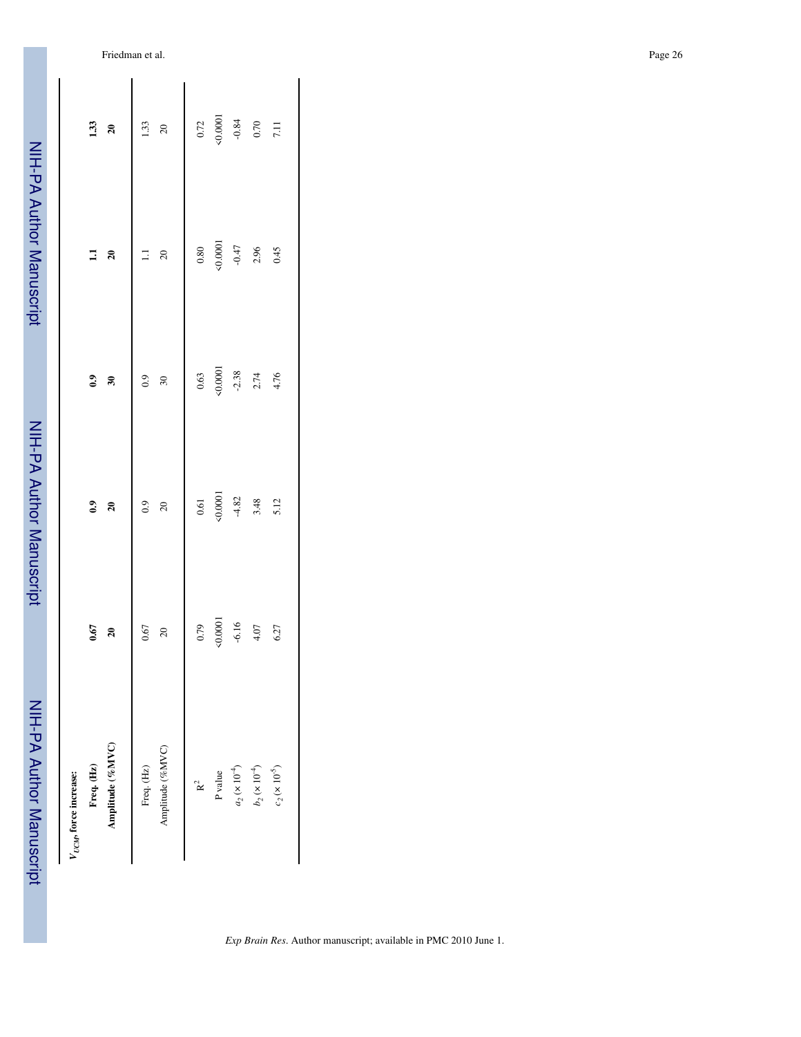| $V_{UCM}$, force increase: | | | | | |
|---|---|---|---|---|---|
| **Freq. (Hz)** | **0.67** | **0.9** | **0.9** | **1.1** | **1.33** |
| **Amplitude (%MVC)** | **20** | **20** | **30** | **20** | **20** |
| Freq. (Hz) | 0.67 | 0.9 | 0.9 | 1.1 | 1.33 |
| Amplitude (%MVC) | 20 | 20 | 30 | 20 | 20 |
| $R^2$ | 0.79 | 0.61 | 0.63 | 0.80 | 0.72 |
| P value | <0.0001 | <0.0001 | <0.0001 | <0.0001 | <0.0001 |
| $a_2$ ($\times 10^{-4}$) | -6.16 | -4.82 | -2.38 | -0.47 | -0.84 |
| $b_2$ ($\times 10^{-4}$) | 4.07 | 3.48 | 2.74 | 2.96 | 0.70 |
| $c_2$ ($\times 10^{-5}$) | 6.27 | 5.12 | 4.76 | 0.45 | 7.11 |